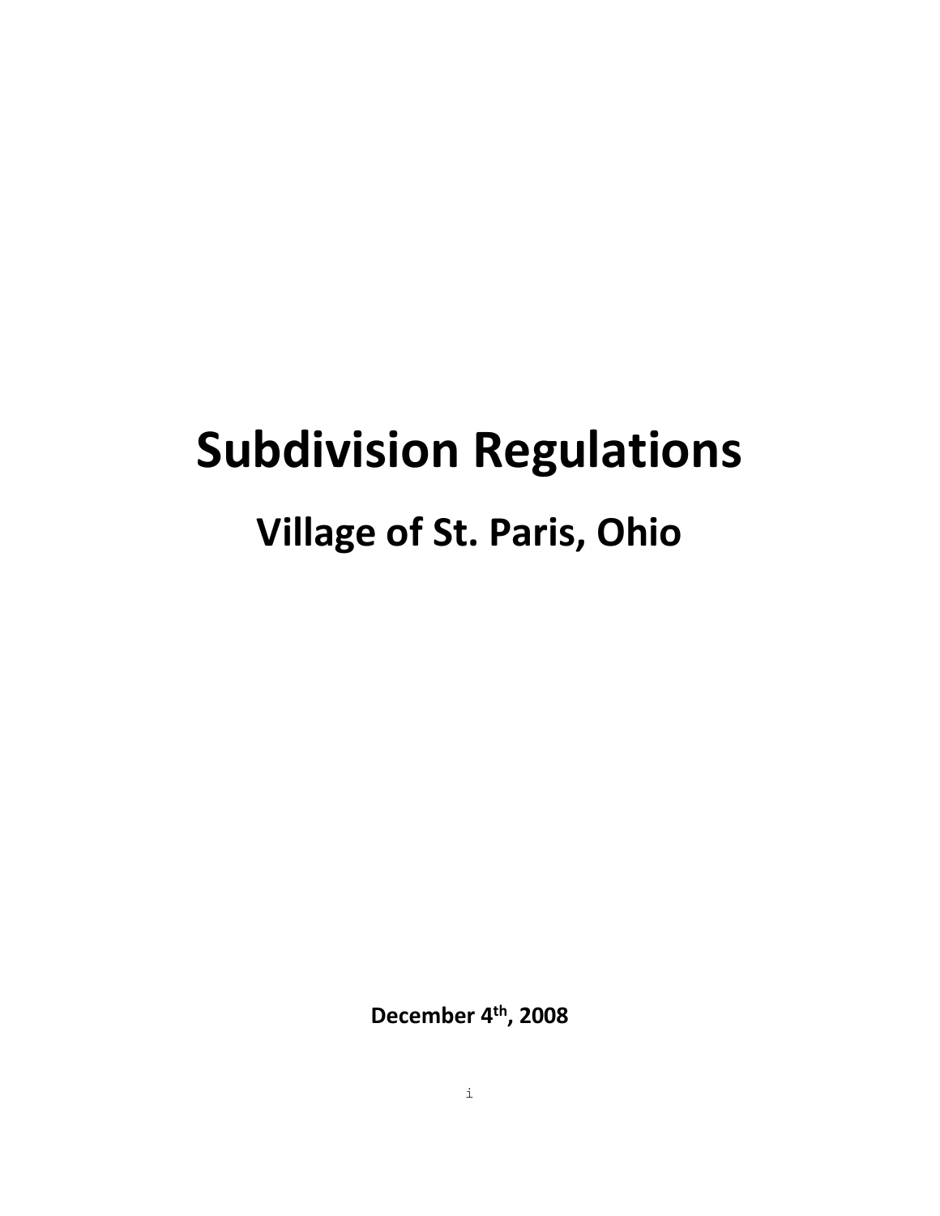# Subdivision Regulations

## Village of St. Paris, Ohio

**December 4th, 2008**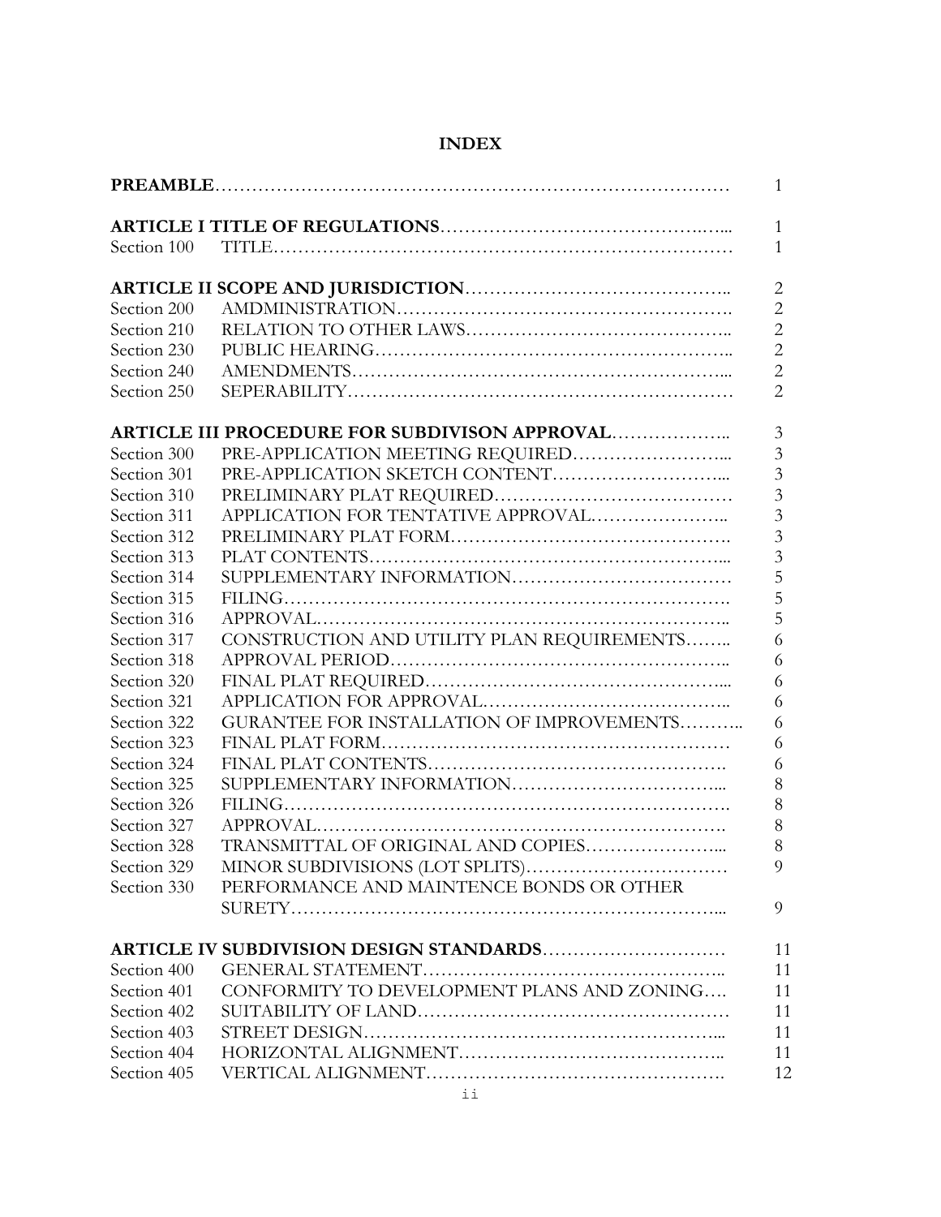# INDEX

| | | |
|---|---|---|
| **PREAMBLE** | | 1 |
| **ARTICLE I TITLE OF REGULATIONS** | | 1 |
| Section 100 | TITLE | 1 |
| **ARTICLE II SCOPE AND JURISDICTION** | | 2 |
| Section 200 | AMDMINISTRATION | 2 |
| Section 210 | RELATION TO OTHER LAWS | 2 |
| Section 230 | PUBLIC HEARING | 2 |
| Section 240 | AMENDMENTS | 2 |
| Section 250 | SEPERABILITY | 2 |
| **ARTICLE III PROCEDURE FOR SUBDIVISON APPROVAL** | | 3 |
| Section 300 | PRE-APPLICATION MEETING REQUIRED | 3 |
| Section 301 | PRE-APPLICATION SKETCH CONTENT | 3 |
| Section 310 | PRELIMINARY PLAT REQUIRED | 3 |
| Section 311 | APPLICATION FOR TENTATIVE APPROVAL | 3 |
| Section 312 | PRELIMINARY PLAT FORM | 3 |
| Section 313 | PLAT CONTENTS | 3 |
| Section 314 | SUPPLEMENTARY INFORMATION | 5 |
| Section 315 | FILING | 5 |
| Section 316 | APPROVAL | 5 |
| Section 317 | CONSTRUCTION AND UTILITY PLAN REQUIREMENTS | 6 |
| Section 318 | APPROVAL PERIOD | 6 |
| Section 320 | FINAL PLAT REQUIRED | 6 |
| Section 321 | APPLICATION FOR APPROVAL | 6 |
| Section 322 | GURANTEE FOR INSTALLATION OF IMPROVEMENTS | 6 |
| Section 323 | FINAL PLAT FORM | 6 |
| Section 324 | FINAL PLAT CONTENTS | 6 |
| Section 325 | SUPPLEMENTARY INFORMATION | 8 |
| Section 326 | FILING | 8 |
| Section 327 | APPROVAL | 8 |
| Section 328 | TRANSMITTAL OF ORIGINAL AND COPIES | 8 |
| Section 329 | MINOR SUBDIVISIONS (LOT SPLITS) | 9 |
| Section 330 | PERFORMANCE AND MAINTENCE BONDS OR OTHER SURETY | 9 |
| **ARTICLE IV SUBDIVISION DESIGN STANDARDS** | | 11 |
| Section 400 | GENERAL STATEMENT | 11 |
| Section 401 | CONFORMITY TO DEVELOPMENT PLANS AND ZONING | 11 |
| Section 402 | SUITABILITY OF LAND | 11 |
| Section 403 | STREET DESIGN | 11 |
| Section 404 | HORIZONTAL ALIGNMENT | 11 |
| Section 405 | VERTICAL ALIGNMENT | 12 |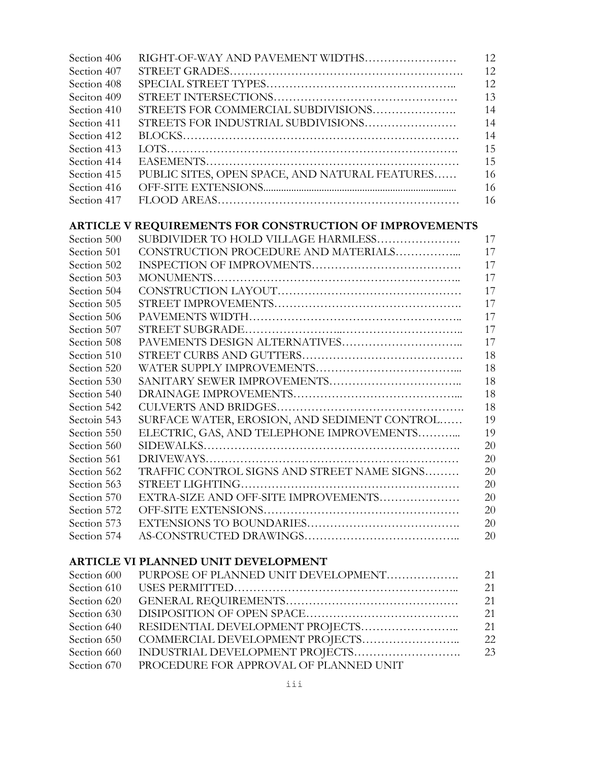| | | |
|---|---|---|
| Section 406 | RIGHT-OF-WAY AND PAVEMENT WIDTHS | 12 |
| Section 407 | STREET GRADES | 12 |
| Section 408 | SPECIAL STREET TYPES | 12 |
| Seciton 409 | STREET INTERSECTIONS | 13 |
| Section 410 | STREETS FOR COMMERCIAL SUBDIVISIONS | 14 |
| Section 411 | STREETS FOR INDUSTRIAL SUBDIVISIONS | 14 |
| Section 412 | BLOCKS | 14 |
| Section 413 | LOTS | 15 |
| Section 414 | EASEMENTS | 15 |
| Section 415 | PUBLIC SITES, OPEN SPACE, AND NATURAL FEATURES | 16 |
| Section 416 | OFF-SITE EXTENSIONS | 16 |
| Section 417 | FLOOD AREAS | 16 |

## ARTICLE V REQUIREMENTS FOR CONSTRUCTION OF IMPROVEMENTS

| | | |
|---|---|---|
| Section 500 | SUBDIVIDER TO HOLD VILLAGE HARMLESS | 17 |
| Section 501 | CONSTRUCTION PROCEDURE AND MATERIALS | 17 |
| Section 502 | INSPECTION OF IMPROVMENTS | 17 |
| Section 503 | MONUMENTS | 17 |
| Section 504 | CONSTRUCTION LAYOUT | 17 |
| Section 505 | STREET IMPROVEMENTS | 17 |
| Section 506 | PAVEMENTS WIDTH | 17 |
| Section 507 | STREET SUBGRADE | 17 |
| Section 508 | PAVEMENTS DESIGN ALTERNATIVES | 17 |
| Section 510 | STREET CURBS AND GUTTERS | 18 |
| Section 520 | WATER SUPPLY IMPROVEMENTS | 18 |
| Section 530 | SANITARY SEWER IMPROVEMENTS | 18 |
| Section 540 | DRAINAGE IMPROVEMENTS | 18 |
| Section 542 | CULVERTS AND BRIDGES | 18 |
| Sectoin 543 | SURFACE WATER, EROSION, AND SEDIMENT CONTROL | 19 |
| Section 550 | ELECTRIC, GAS, AND TELEPHONE IMPROVEMENTS | 19 |
| Section 560 | SIDEWALKS | 20 |
| Section 561 | DRIVEWAYS | 20 |
| Section 562 | TRAFFIC CONTROL SIGNS AND STREET NAME SIGNS | 20 |
| Section 563 | STREET LIGHTING | 20 |
| Section 570 | EXTRA-SIZE AND OFF-SITE IMPROVEMENTS | 20 |
| Section 572 | OFF-SITE EXTENSIONS | 20 |
| Section 573 | EXTENSIONS TO BOUNDARIES | 20 |
| Section 574 | AS-CONSTRUCTED DRAWINGS | 20 |

## ARTICLE VI PLANNED UNIT DEVELOPMENT

| | | |
|---|---|---|
| Section 600 | PURPOSE OF PLANNED UNIT DEVELOPMENT | 21 |
| Section 610 | USES PERMITTED | 21 |
| Section 620 | GENERAL REQUIREMENTS | 21 |
| Section 630 | DISIPOSITION OF OPEN SPACE | 21 |
| Section 640 | RESIDENTIAL DEVELOPMENT PROJECTS | 21 |
| Section 650 | COMMERCIAL DEVELOPMENT PROJECTS | 22 |
| Section 660 | INDUSTRIAL DEVELOPMENT PROJECTS | 23 |
| Section 670 | PROCEDURE FOR APPROVAL OF PLANNED UNIT | |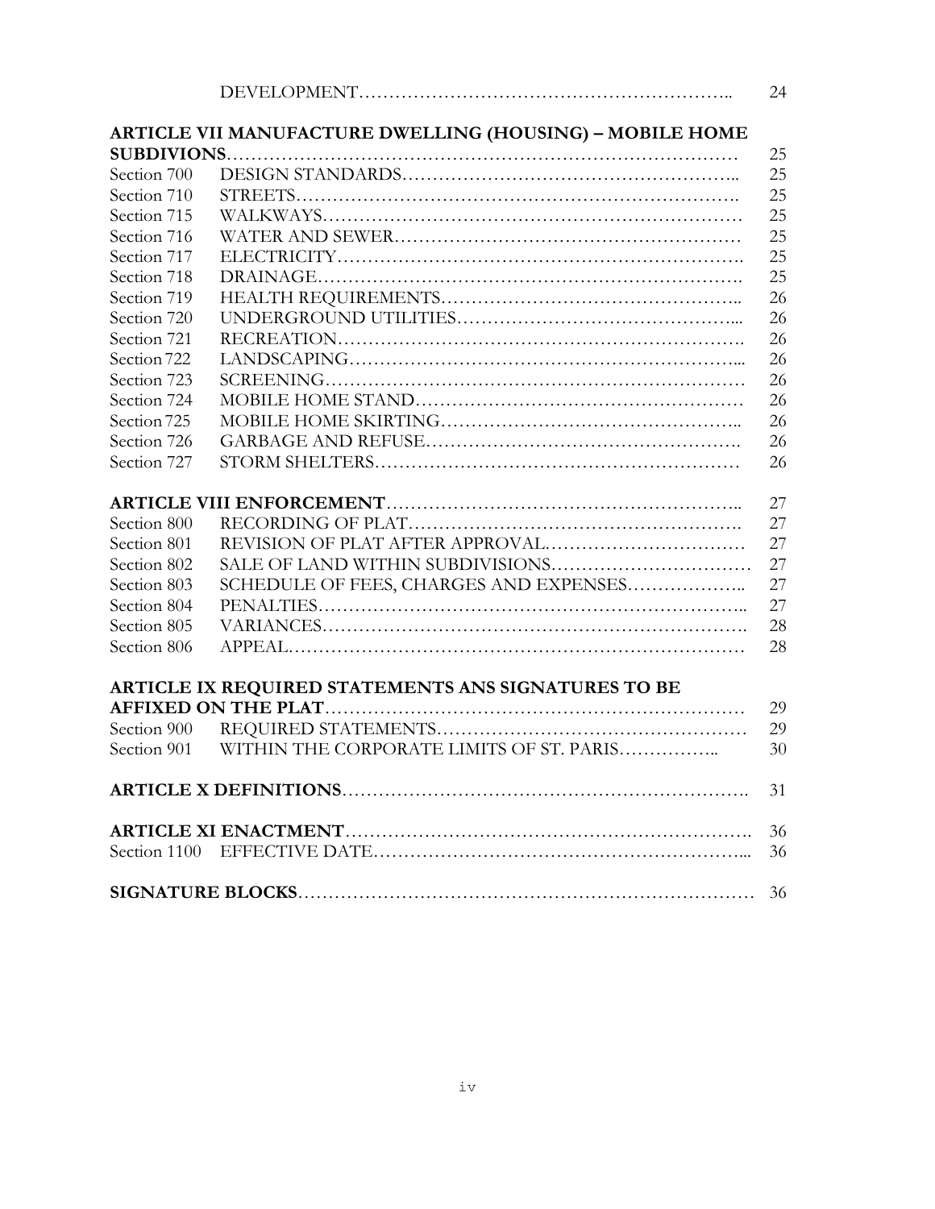| | | |
|---|---|---|
| | DEVELOPMENT | 24 |
| **ARTICLE VII MANUFACTURE DWELLING (HOUSING) – MOBILE HOME SUBDIVIONS** | | 25 |
| Section 700 | DESIGN STANDARDS | 25 |
| Section 710 | STREETS | 25 |
| Section 715 | WALKWAYS | 25 |
| Section 716 | WATER AND SEWER | 25 |
| Section 717 | ELECTRICITY | 25 |
| Section 718 | DRAINAGE | 25 |
| Section 719 | HEALTH REQUIREMENTS | 26 |
| Section 720 | UNDERGROUND UTILITIES | 26 |
| Section 721 | RECREATION | 26 |
| Section 722 | LANDSCAPING | 26 |
| Section 723 | SCREENING | 26 |
| Section 724 | MOBILE HOME STAND | 26 |
| Section 725 | MOBILE HOME SKIRTING | 26 |
| Section 726 | GARBAGE AND REFUSE | 26 |
| Section 727 | STORM SHELTERS | 26 |
| **ARTICLE VIII ENFORCEMENT** | | 27 |
| Section 800 | RECORDING OF PLAT | 27 |
| Section 801 | REVISION OF PLAT AFTER APPROVAL | 27 |
| Section 802 | SALE OF LAND WITHIN SUBDIVISIONS | 27 |
| Section 803 | SCHEDULE OF FEES, CHARGES AND EXPENSES | 27 |
| Section 804 | PENALTIES | 27 |
| Section 805 | VARIANCES | 28 |
| Section 806 | APPEAL | 28 |
| **ARTICLE IX REQUIRED STATEMENTS ANS SIGNATURES TO BE AFFIXED ON THE PLAT** | | 29 |
| Section 900 | REQUIRED STATEMENTS | 29 |
| Section 901 | WITHIN THE CORPORATE LIMITS OF ST. PARIS | 30 |
| **ARTICLE X DEFINITIONS** | | 31 |
| **ARTICLE XI ENACTMENT** | | 36 |
| Section 1100 | EFFECTIVE DATE | 36 |
| **SIGNATURE BLOCKS** | | 36 |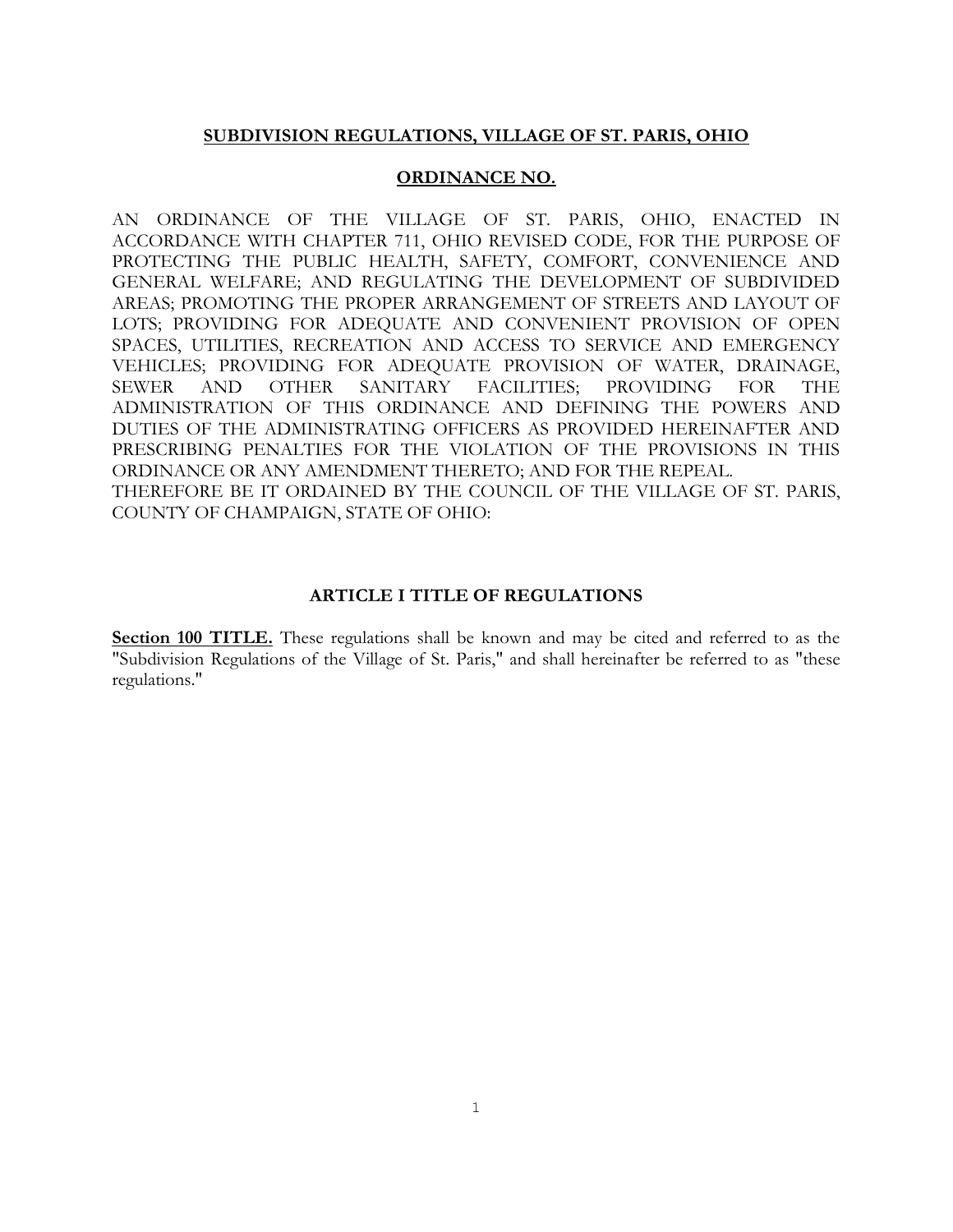**SUBDIVISION REGULATIONS, VILLAGE OF ST. PARIS, OHIO**

**ORDINANCE NO.**

AN ORDINANCE OF THE VILLAGE OF ST. PARIS, OHIO, ENACTED IN ACCORDANCE WITH CHAPTER 711, OHIO REVISED CODE, FOR THE PURPOSE OF PROTECTING THE PUBLIC HEALTH, SAFETY, COMFORT, CONVENIENCE AND GENERAL WELFARE; AND REGULATING THE DEVELOPMENT OF SUBDIVIDED AREAS; PROMOTING THE PROPER ARRANGEMENT OF STREETS AND LAYOUT OF LOTS; PROVIDING FOR ADEQUATE AND CONVENIENT PROVISION OF OPEN SPACES, UTILITIES, RECREATION AND ACCESS TO SERVICE AND EMERGENCY VEHICLES; PROVIDING FOR ADEQUATE PROVISION OF WATER, DRAINAGE, SEWER AND OTHER SANITARY FACILITIES; PROVIDING FOR THE ADMINISTRATION OF THIS ORDINANCE AND DEFINING THE POWERS AND DUTIES OF THE ADMINISTRATING OFFICERS AS PROVIDED HEREINAFTER AND PRESCRIBING PENALTIES FOR THE VIOLATION OF THE PROVISIONS IN THIS ORDINANCE OR ANY AMENDMENT THERETO; AND FOR THE REPEAL.
THEREFORE BE IT ORDAINED BY THE COUNCIL OF THE VILLAGE OF ST. PARIS, COUNTY OF CHAMPAIGN, STATE OF OHIO:

## ARTICLE I TITLE OF REGULATIONS

**Section 100 TITLE.** These regulations shall be known and may be cited and referred to as the "Subdivision Regulations of the Village of St. Paris," and shall hereinafter be referred to as "these regulations."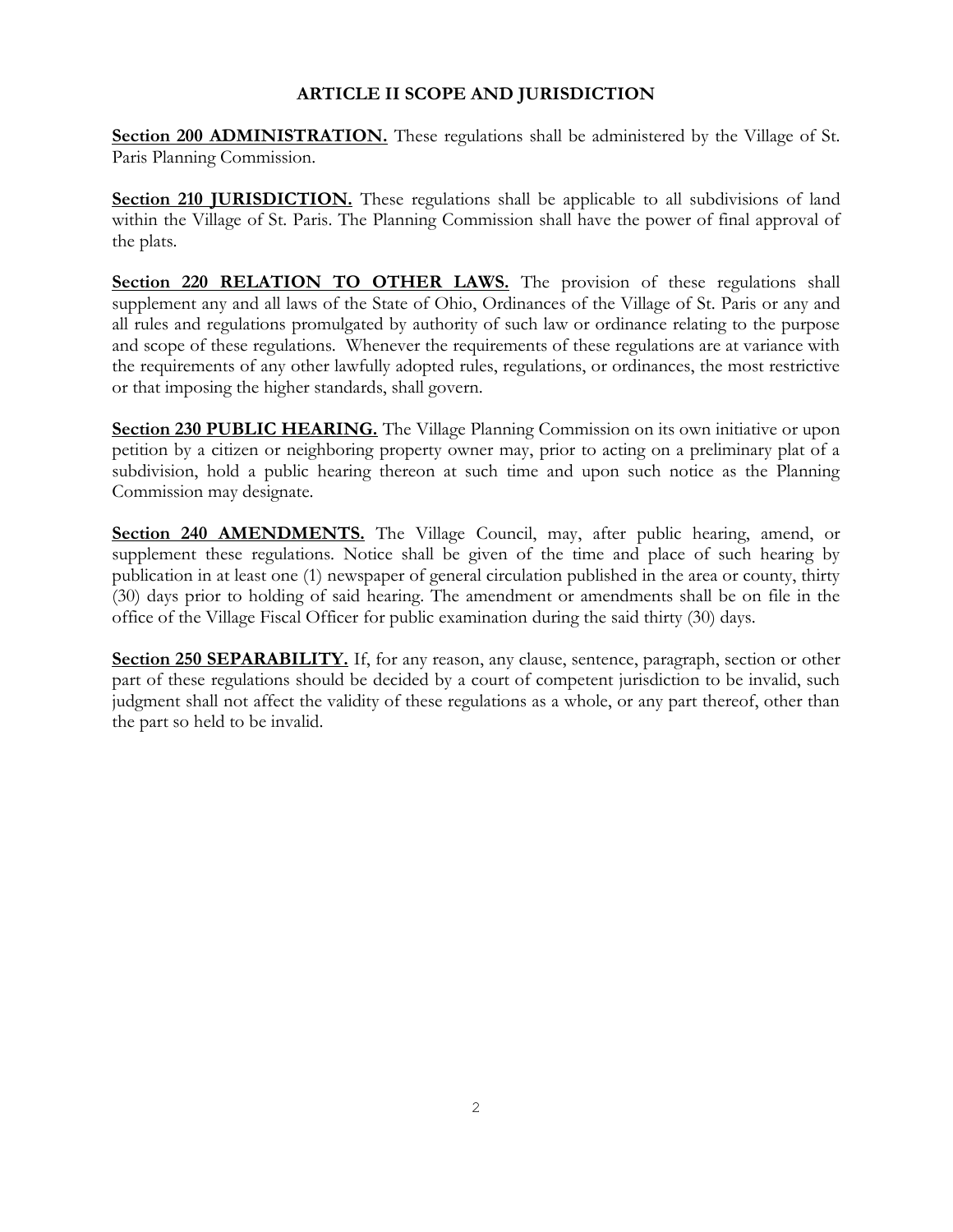## ARTICLE II SCOPE AND JURISDICTION

**Section 200 ADMINISTRATION.** These regulations shall be administered by the Village of St. Paris Planning Commission.

**Section 210 JURISDICTION.** These regulations shall be applicable to all subdivisions of land within the Village of St. Paris. The Planning Commission shall have the power of final approval of the plats.

**Section 220 RELATION TO OTHER LAWS.** The provision of these regulations shall supplement any and all laws of the State of Ohio, Ordinances of the Village of St. Paris or any and all rules and regulations promulgated by authority of such law or ordinance relating to the purpose and scope of these regulations. Whenever the requirements of these regulations are at variance with the requirements of any other lawfully adopted rules, regulations, or ordinances, the most restrictive or that imposing the higher standards, shall govern.

**Section 230 PUBLIC HEARING.** The Village Planning Commission on its own initiative or upon petition by a citizen or neighboring property owner may, prior to acting on a preliminary plat of a subdivision, hold a public hearing thereon at such time and upon such notice as the Planning Commission may designate.

**Section 240 AMENDMENTS.** The Village Council, may, after public hearing, amend, or supplement these regulations. Notice shall be given of the time and place of such hearing by publication in at least one (1) newspaper of general circulation published in the area or county, thirty (30) days prior to holding of said hearing. The amendment or amendments shall be on file in the office of the Village Fiscal Officer for public examination during the said thirty (30) days.

**Section 250 SEPARABILITY.** If, for any reason, any clause, sentence, paragraph, section or other part of these regulations should be decided by a court of competent jurisdiction to be invalid, such judgment shall not affect the validity of these regulations as a whole, or any part thereof, other than the part so held to be invalid.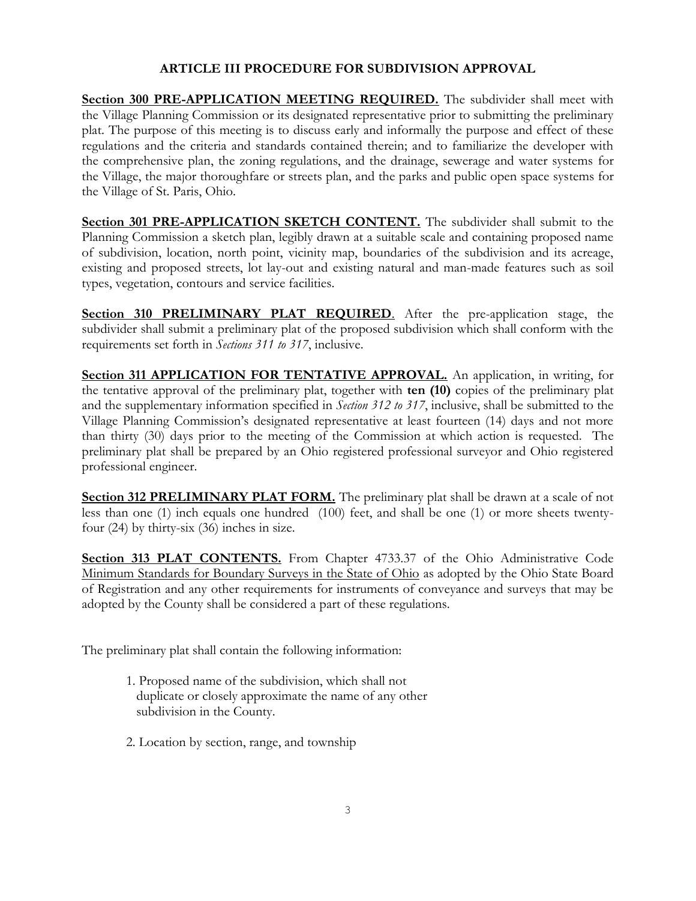## ARTICLE III PROCEDURE FOR SUBDIVISION APPROVAL

**Section 300 PRE-APPLICATION MEETING REQUIRED.** The subdivider shall meet with the Village Planning Commission or its designated representative prior to submitting the preliminary plat. The purpose of this meeting is to discuss early and informally the purpose and effect of these regulations and the criteria and standards contained therein; and to familiarize the developer with the comprehensive plan, the zoning regulations, and the drainage, sewerage and water systems for the Village, the major thoroughfare or streets plan, and the parks and public open space systems for the Village of St. Paris, Ohio.

**Section 301 PRE-APPLICATION SKETCH CONTENT.** The subdivider shall submit to the Planning Commission a sketch plan, legibly drawn at a suitable scale and containing proposed name of subdivision, location, north point, vicinity map, boundaries of the subdivision and its acreage, existing and proposed streets, lot lay-out and existing natural and man-made features such as soil types, vegetation, contours and service facilities.

**Section 310 PRELIMINARY PLAT REQUIRED**. After the pre-application stage, the subdivider shall submit a preliminary plat of the proposed subdivision which shall conform with the requirements set forth in *Sections 311 to 317*, inclusive.

**Section 311 APPLICATION FOR TENTATIVE APPROVAL.** An application, in writing, for the tentative approval of the preliminary plat, together with **ten (10)** copies of the preliminary plat and the supplementary information specified in *Section 312 to 317*, inclusive, shall be submitted to the Village Planning Commission's designated representative at least fourteen (14) days and not more than thirty (30) days prior to the meeting of the Commission at which action is requested. The preliminary plat shall be prepared by an Ohio registered professional surveyor and Ohio registered professional engineer.

**Section 312 PRELIMINARY PLAT FORM.** The preliminary plat shall be drawn at a scale of not less than one (1) inch equals one hundred (100) feet, and shall be one (1) or more sheets twenty-four (24) by thirty-six (36) inches in size.

**Section 313 PLAT CONTENTS.** From Chapter 4733.37 of the Ohio Administrative Code Minimum Standards for Boundary Surveys in the State of Ohio as adopted by the Ohio State Board of Registration and any other requirements for instruments of conveyance and surveys that may be adopted by the County shall be considered a part of these regulations.

The preliminary plat shall contain the following information:

1. Proposed name of the subdivision, which shall not duplicate or closely approximate the name of any other subdivision in the County.
2. Location by section, range, and township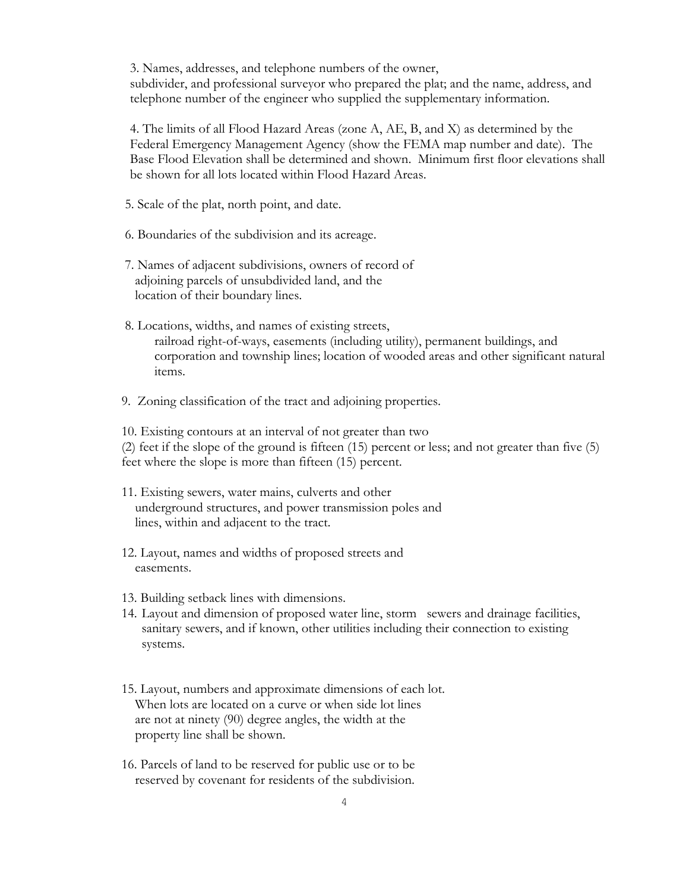3. Names, addresses, and telephone numbers of the owner, subdivider, and professional surveyor who prepared the plat; and the name, address, and telephone number of the engineer who supplied the supplementary information.

4. The limits of all Flood Hazard Areas (zone A, AE, B, and X) as determined by the Federal Emergency Management Agency (show the FEMA map number and date). The Base Flood Elevation shall be determined and shown. Minimum first floor elevations shall be shown for all lots located within Flood Hazard Areas.

5. Scale of the plat, north point, and date.

6. Boundaries of the subdivision and its acreage.

7. Names of adjacent subdivisions, owners of record of adjoining parcels of unsubdivided land, and the location of their boundary lines.

8. Locations, widths, and names of existing streets, railroad right-of-ways, easements (including utility), permanent buildings, and corporation and township lines; location of wooded areas and other significant natural items.

9. Zoning classification of the tract and adjoining properties.

10. Existing contours at an interval of not greater than two (2) feet if the slope of the ground is fifteen (15) percent or less; and not greater than five (5) feet where the slope is more than fifteen (15) percent.

11. Existing sewers, water mains, culverts and other underground structures, and power transmission poles and lines, within and adjacent to the tract.

12. Layout, names and widths of proposed streets and easements.

13. Building setback lines with dimensions.

14. Layout and dimension of proposed water line, storm sewers and drainage facilities, sanitary sewers, and if known, other utilities including their connection to existing systems.

15. Layout, numbers and approximate dimensions of each lot. When lots are located on a curve or when side lot lines are not at ninety (90) degree angles, the width at the property line shall be shown.

16. Parcels of land to be reserved for public use or to be reserved by covenant for residents of the subdivision.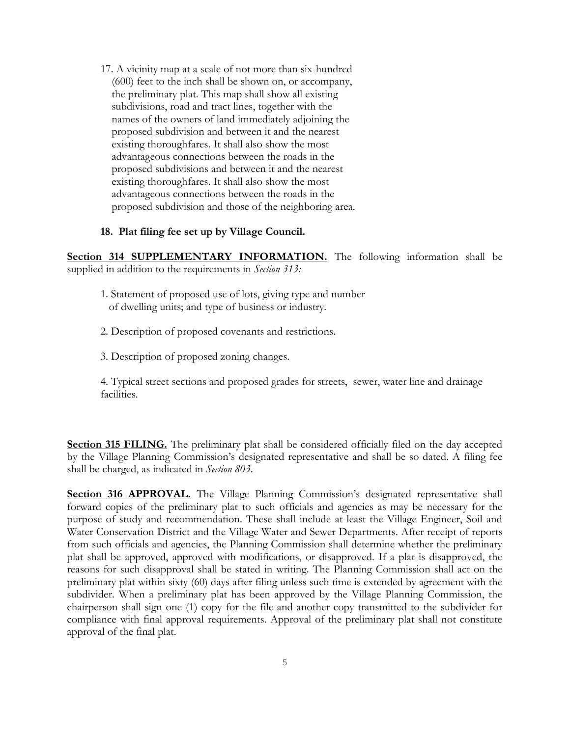17. A vicinity map at a scale of not more than six-hundred (600) feet to the inch shall be shown on, or accompany, the preliminary plat. This map shall show all existing subdivisions, road and tract lines, together with the names of the owners of land immediately adjoining the proposed subdivision and between it and the nearest existing thoroughfares. It shall also show the most advantageous connections between the roads in the proposed subdivisions and between it and the nearest existing thoroughfares. It shall also show the most advantageous connections between the roads in the proposed subdivision and those of the neighboring area.

18. **Plat filing fee set up by Village Council.**

**Section 314 SUPPLEMENTARY INFORMATION.** The following information shall be supplied in addition to the requirements in *Section 313:*

1. Statement of proposed use of lots, giving type and number of dwelling units; and type of business or industry.

2. Description of proposed covenants and restrictions.

3. Description of proposed zoning changes.

4. Typical street sections and proposed grades for streets, sewer, water line and drainage facilities.

**Section 315 FILING.** The preliminary plat shall be considered officially filed on the day accepted by the Village Planning Commission's designated representative and shall be so dated. A filing fee shall be charged, as indicated in *Section 803*.

**Section 316 APPROVAL.** The Village Planning Commission's designated representative shall forward copies of the preliminary plat to such officials and agencies as may be necessary for the purpose of study and recommendation. These shall include at least the Village Engineer, Soil and Water Conservation District and the Village Water and Sewer Departments. After receipt of reports from such officials and agencies, the Planning Commission shall determine whether the preliminary plat shall be approved, approved with modifications, or disapproved. If a plat is disapproved, the reasons for such disapproval shall be stated in writing. The Planning Commission shall act on the preliminary plat within sixty (60) days after filing unless such time is extended by agreement with the subdivider. When a preliminary plat has been approved by the Village Planning Commission, the chairperson shall sign one (1) copy for the file and another copy transmitted to the subdivider for compliance with final approval requirements. Approval of the preliminary plat shall not constitute approval of the final plat.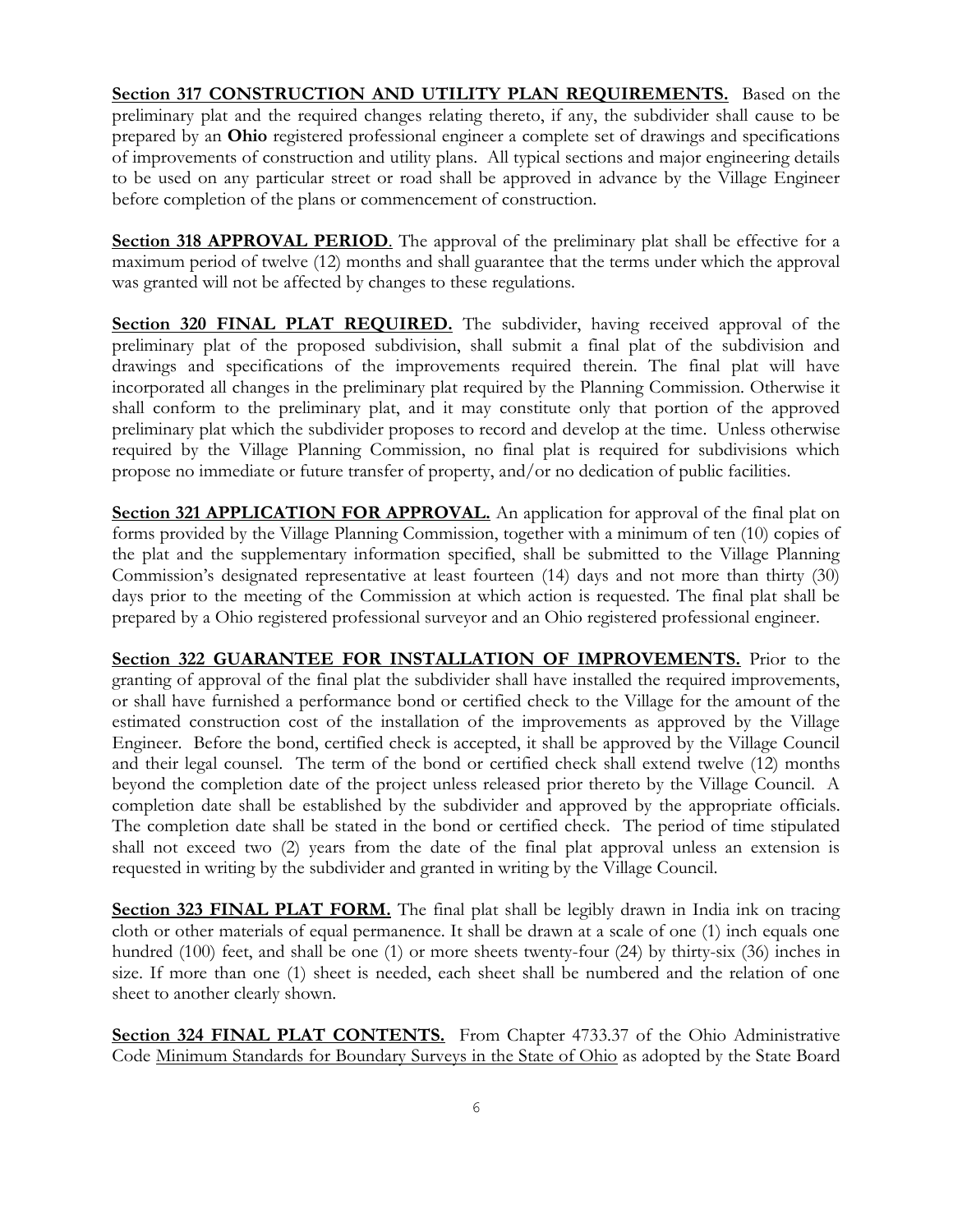**Section 317 CONSTRUCTION AND UTILITY PLAN REQUIREMENTS.** Based on the preliminary plat and the required changes relating thereto, if any, the subdivider shall cause to be prepared by an **Ohio** registered professional engineer a complete set of drawings and specifications of improvements of construction and utility plans. All typical sections and major engineering details to be used on any particular street or road shall be approved in advance by the Village Engineer before completion of the plans or commencement of construction.

**Section 318 APPROVAL PERIOD**. The approval of the preliminary plat shall be effective for a maximum period of twelve (12) months and shall guarantee that the terms under which the approval was granted will not be affected by changes to these regulations.

**Section 320 FINAL PLAT REQUIRED.** The subdivider, having received approval of the preliminary plat of the proposed subdivision, shall submit a final plat of the subdivision and drawings and specifications of the improvements required therein. The final plat will have incorporated all changes in the preliminary plat required by the Planning Commission. Otherwise it shall conform to the preliminary plat, and it may constitute only that portion of the approved preliminary plat which the subdivider proposes to record and develop at the time. Unless otherwise required by the Village Planning Commission, no final plat is required for subdivisions which propose no immediate or future transfer of property, and/or no dedication of public facilities.

**Section 321 APPLICATION FOR APPROVAL.** An application for approval of the final plat on forms provided by the Village Planning Commission, together with a minimum of ten (10) copies of the plat and the supplementary information specified, shall be submitted to the Village Planning Commission's designated representative at least fourteen (14) days and not more than thirty (30) days prior to the meeting of the Commission at which action is requested. The final plat shall be prepared by a Ohio registered professional surveyor and an Ohio registered professional engineer.

**Section 322 GUARANTEE FOR INSTALLATION OF IMPROVEMENTS.** Prior to the granting of approval of the final plat the subdivider shall have installed the required improvements, or shall have furnished a performance bond or certified check to the Village for the amount of the estimated construction cost of the installation of the improvements as approved by the Village Engineer. Before the bond, certified check is accepted, it shall be approved by the Village Council and their legal counsel. The term of the bond or certified check shall extend twelve (12) months beyond the completion date of the project unless released prior thereto by the Village Council. A completion date shall be established by the subdivider and approved by the appropriate officials. The completion date shall be stated in the bond or certified check. The period of time stipulated shall not exceed two (2) years from the date of the final plat approval unless an extension is requested in writing by the subdivider and granted in writing by the Village Council.

**Section 323 FINAL PLAT FORM.** The final plat shall be legibly drawn in India ink on tracing cloth or other materials of equal permanence. It shall be drawn at a scale of one (1) inch equals one hundred (100) feet, and shall be one (1) or more sheets twenty-four (24) by thirty-six (36) inches in size. If more than one (1) sheet is needed, each sheet shall be numbered and the relation of one sheet to another clearly shown.

**Section 324 FINAL PLAT CONTENTS.** From Chapter 4733.37 of the Ohio Administrative Code Minimum Standards for Boundary Surveys in the State of Ohio as adopted by the State Board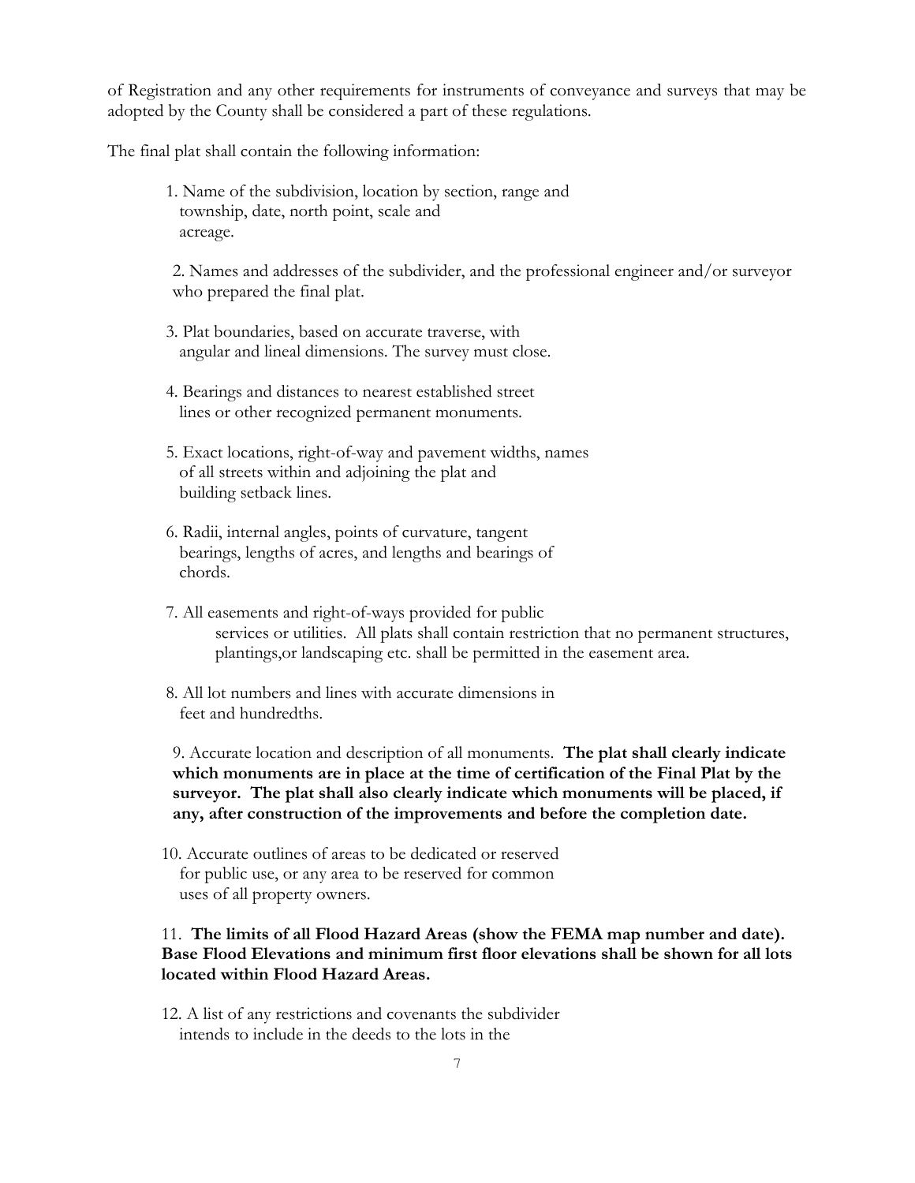of Registration and any other requirements for instruments of conveyance and surveys that may be adopted by the County shall be considered a part of these regulations.

The final plat shall contain the following information:

1. Name of the subdivision, location by section, range and township, date, north point, scale and acreage.

2. Names and addresses of the subdivider, and the professional engineer and/or surveyor who prepared the final plat.

3. Plat boundaries, based on accurate traverse, with angular and lineal dimensions. The survey must close.

4. Bearings and distances to nearest established street lines or other recognized permanent monuments.

5. Exact locations, right-of-way and pavement widths, names of all streets within and adjoining the plat and building setback lines.

6. Radii, internal angles, points of curvature, tangent bearings, lengths of acres, and lengths and bearings of chords.

7. All easements and right-of-ways provided for public services or utilities. All plats shall contain restriction that no permanent structures, plantings,or landscaping etc. shall be permitted in the easement area.

8. All lot numbers and lines with accurate dimensions in feet and hundredths.

9. Accurate location and description of all monuments. **The plat shall clearly indicate which monuments are in place at the time of certification of the Final Plat by the surveyor. The plat shall also clearly indicate which monuments will be placed, if any, after construction of the improvements and before the completion date.**

10. Accurate outlines of areas to be dedicated or reserved for public use, or any area to be reserved for common uses of all property owners.

11. **The limits of all Flood Hazard Areas (show the FEMA map number and date). Base Flood Elevations and minimum first floor elevations shall be shown for all lots located within Flood Hazard Areas.**

12. A list of any restrictions and covenants the subdivider intends to include in the deeds to the lots in the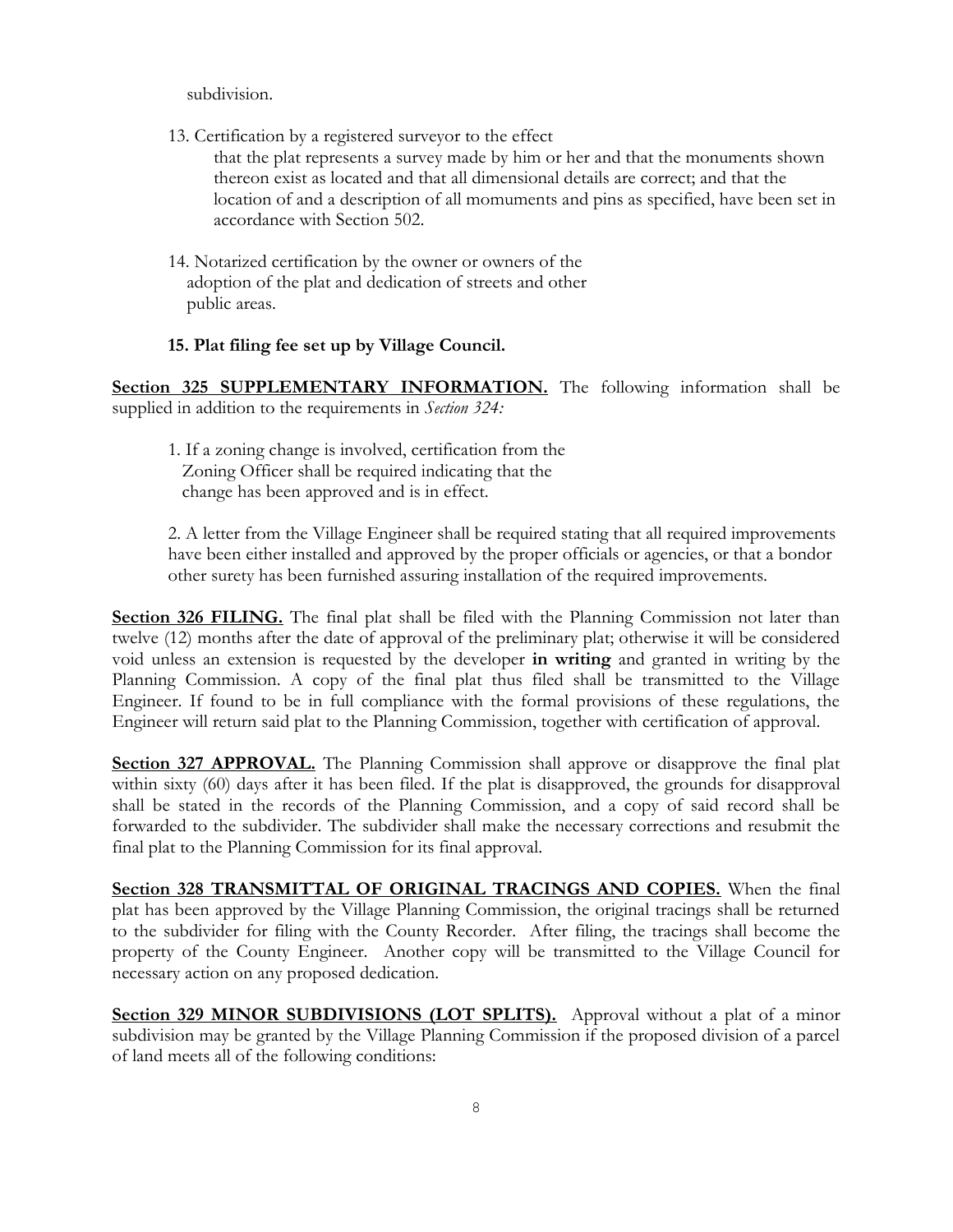subdivision.

13. Certification by a registered surveyor to the effect that the plat represents a survey made by him or her and that the monuments shown thereon exist as located and that all dimensional details are correct; and that the location of and a description of all momuments and pins as specified, have been set in accordance with Section 502.

14. Notarized certification by the owner or owners of the adoption of the plat and dedication of streets and other public areas.

**15. Plat filing fee set up by Village Council.**

**Section 325 SUPPLEMENTARY INFORMATION.** The following information shall be supplied in addition to the requirements in *Section 324:*

1. If a zoning change is involved, certification from the Zoning Officer shall be required indicating that the change has been approved and is in effect.

2. A letter from the Village Engineer shall be required stating that all required improvements have been either installed and approved by the proper officials or agencies, or that a bondor other surety has been furnished assuring installation of the required improvements.

**Section 326 FILING.** The final plat shall be filed with the Planning Commission not later than twelve (12) months after the date of approval of the preliminary plat; otherwise it will be considered void unless an extension is requested by the developer **in writing** and granted in writing by the Planning Commission. A copy of the final plat thus filed shall be transmitted to the Village Engineer. If found to be in full compliance with the formal provisions of these regulations, the Engineer will return said plat to the Planning Commission, together with certification of approval.

**Section 327 APPROVAL.** The Planning Commission shall approve or disapprove the final plat within sixty (60) days after it has been filed. If the plat is disapproved, the grounds for disapproval shall be stated in the records of the Planning Commission, and a copy of said record shall be forwarded to the subdivider. The subdivider shall make the necessary corrections and resubmit the final plat to the Planning Commission for its final approval.

**Section 328 TRANSMITTAL OF ORIGINAL TRACINGS AND COPIES.** When the final plat has been approved by the Village Planning Commission, the original tracings shall be returned to the subdivider for filing with the County Recorder. After filing, the tracings shall become the property of the County Engineer. Another copy will be transmitted to the Village Council for necessary action on any proposed dedication.

**Section 329 MINOR SUBDIVISIONS (LOT SPLITS).** Approval without a plat of a minor subdivision may be granted by the Village Planning Commission if the proposed division of a parcel of land meets all of the following conditions: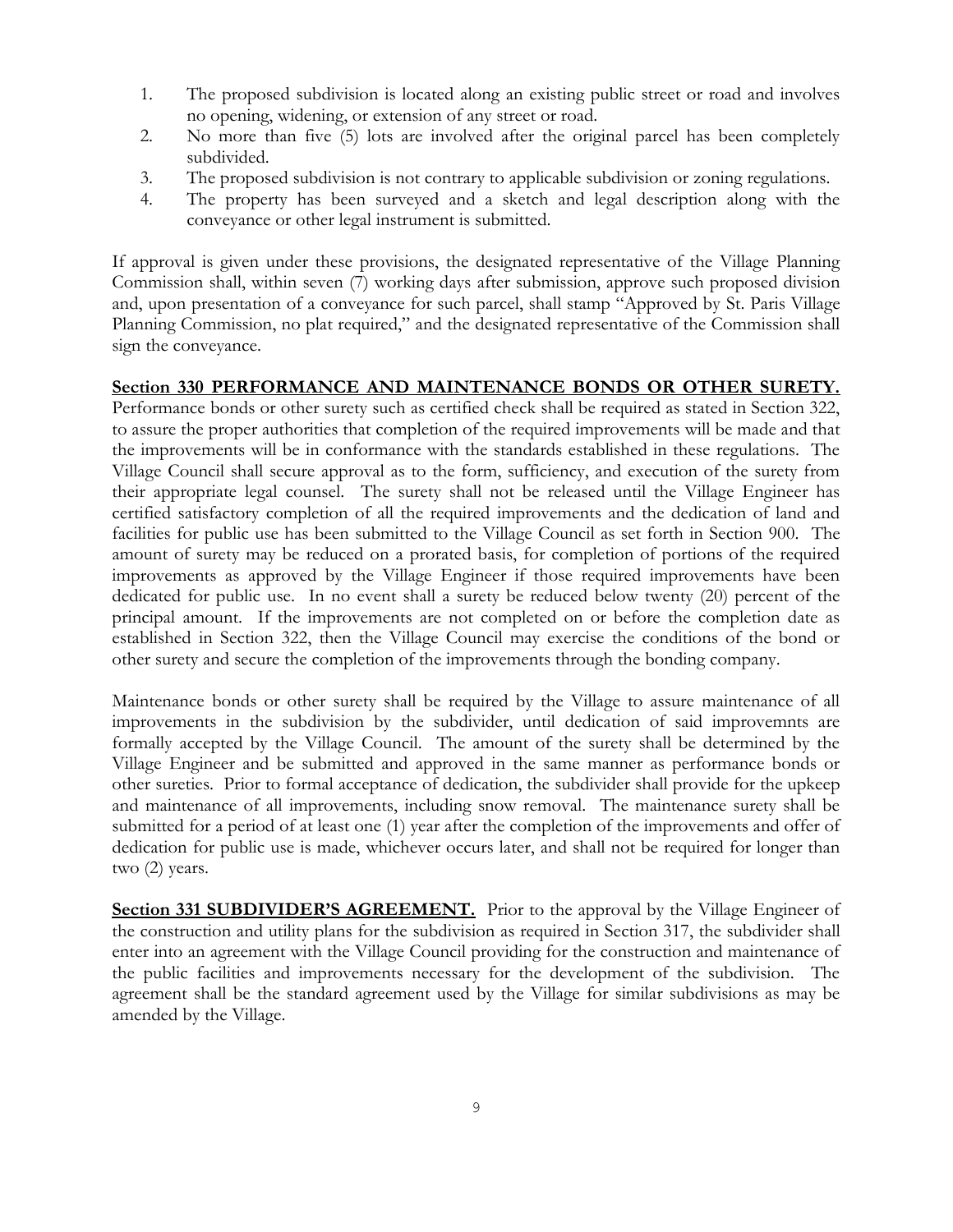1. The proposed subdivision is located along an existing public street or road and involves no opening, widening, or extension of any street or road.
2. No more than five (5) lots are involved after the original parcel has been completely subdivided.
3. The proposed subdivision is not contrary to applicable subdivision or zoning regulations.
4. The property has been surveyed and a sketch and legal description along with the conveyance or other legal instrument is submitted.

If approval is given under these provisions, the designated representative of the Village Planning Commission shall, within seven (7) working days after submission, approve such proposed division and, upon presentation of a conveyance for such parcel, shall stamp "Approved by St. Paris Village Planning Commission, no plat required," and the designated representative of the Commission shall sign the conveyance.

**Section 330 PERFORMANCE AND MAINTENANCE BONDS OR OTHER SURETY.** Performance bonds or other surety such as certified check shall be required as stated in Section 322, to assure the proper authorities that completion of the required improvements will be made and that the improvements will be in conformance with the standards established in these regulations. The Village Council shall secure approval as to the form, sufficiency, and execution of the surety from their appropriate legal counsel. The surety shall not be released until the Village Engineer has certified satisfactory completion of all the required improvements and the dedication of land and facilities for public use has been submitted to the Village Council as set forth in Section 900. The amount of surety may be reduced on a prorated basis, for completion of portions of the required improvements as approved by the Village Engineer if those required improvements have been dedicated for public use. In no event shall a surety be reduced below twenty (20) percent of the principal amount. If the improvements are not completed on or before the completion date as established in Section 322, then the Village Council may exercise the conditions of the bond or other surety and secure the completion of the improvements through the bonding company.

Maintenance bonds or other surety shall be required by the Village to assure maintenance of all improvements in the subdivision by the subdivider, until dedication of said improvemnts are formally accepted by the Village Council. The amount of the surety shall be determined by the Village Engineer and be submitted and approved in the same manner as performance bonds or other sureties. Prior to formal acceptance of dedication, the subdivider shall provide for the upkeep and maintenance of all improvements, including snow removal. The maintenance surety shall be submitted for a period of at least one (1) year after the completion of the improvements and offer of dedication for public use is made, whichever occurs later, and shall not be required for longer than two (2) years.

**Section 331 SUBDIVIDER'S AGREEMENT.** Prior to the approval by the Village Engineer of the construction and utility plans for the subdivision as required in Section 317, the subdivider shall enter into an agreement with the Village Council providing for the construction and maintenance of the public facilities and improvements necessary for the development of the subdivision. The agreement shall be the standard agreement used by the Village for similar subdivisions as may be amended by the Village.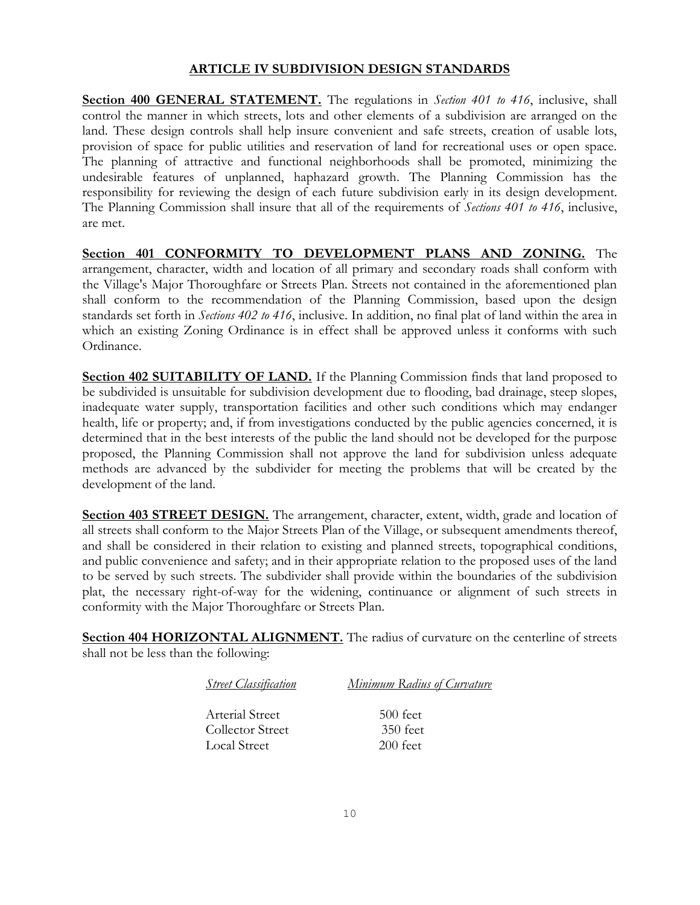## ARTICLE IV SUBDIVISION DESIGN STANDARDS

**Section 400 GENERAL STATEMENT.** The regulations in *Section 401 to 416*, inclusive, shall control the manner in which streets, lots and other elements of a subdivision are arranged on the land. These design controls shall help insure convenient and safe streets, creation of usable lots, provision of space for public utilities and reservation of land for recreational uses or open space. The planning of attractive and functional neighborhoods shall be promoted, minimizing the undesirable features of unplanned, haphazard growth. The Planning Commission has the responsibility for reviewing the design of each future subdivision early in its design development. The Planning Commission shall insure that all of the requirements of *Sections 401 to 416*, inclusive, are met.

**Section 401 CONFORMITY TO DEVELOPMENT PLANS AND ZONING.** The arrangement, character, width and location of all primary and secondary roads shall conform with the Village's Major Thoroughfare or Streets Plan. Streets not contained in the aforementioned plan shall conform to the recommendation of the Planning Commission, based upon the design standards set forth in *Sections 402 to 416*, inclusive. In addition, no final plat of land within the area in which an existing Zoning Ordinance is in effect shall be approved unless it conforms with such Ordinance.

**Section 402 SUITABILITY OF LAND.** If the Planning Commission finds that land proposed to be subdivided is unsuitable for subdivision development due to flooding, bad drainage, steep slopes, inadequate water supply, transportation facilities and other such conditions which may endanger health, life or property; and, if from investigations conducted by the public agencies concerned, it is determined that in the best interests of the public the land should not be developed for the purpose proposed, the Planning Commission shall not approve the land for subdivision unless adequate methods are advanced by the subdivider for meeting the problems that will be created by the development of the land.

**Section 403 STREET DESIGN.** The arrangement, character, extent, width, grade and location of all streets shall conform to the Major Streets Plan of the Village, or subsequent amendments thereof, and shall be considered in their relation to existing and planned streets, topographical conditions, and public convenience and safety; and in their appropriate relation to the proposed uses of the land to be served by such streets. The subdivider shall provide within the boundaries of the subdivision plat, the necessary right-of-way for the widening, continuance or alignment of such streets in conformity with the Major Thoroughfare or Streets Plan.

**Section 404 HORIZONTAL ALIGNMENT.** The radius of curvature on the centerline of streets shall not be less than the following:

| *Street Classification* | *Minimum Radius of Curvature* |
| --- | --- |
| Arterial Street | 500 feet |
| Collector Street | 350 feet |
| Local Street | 200 feet |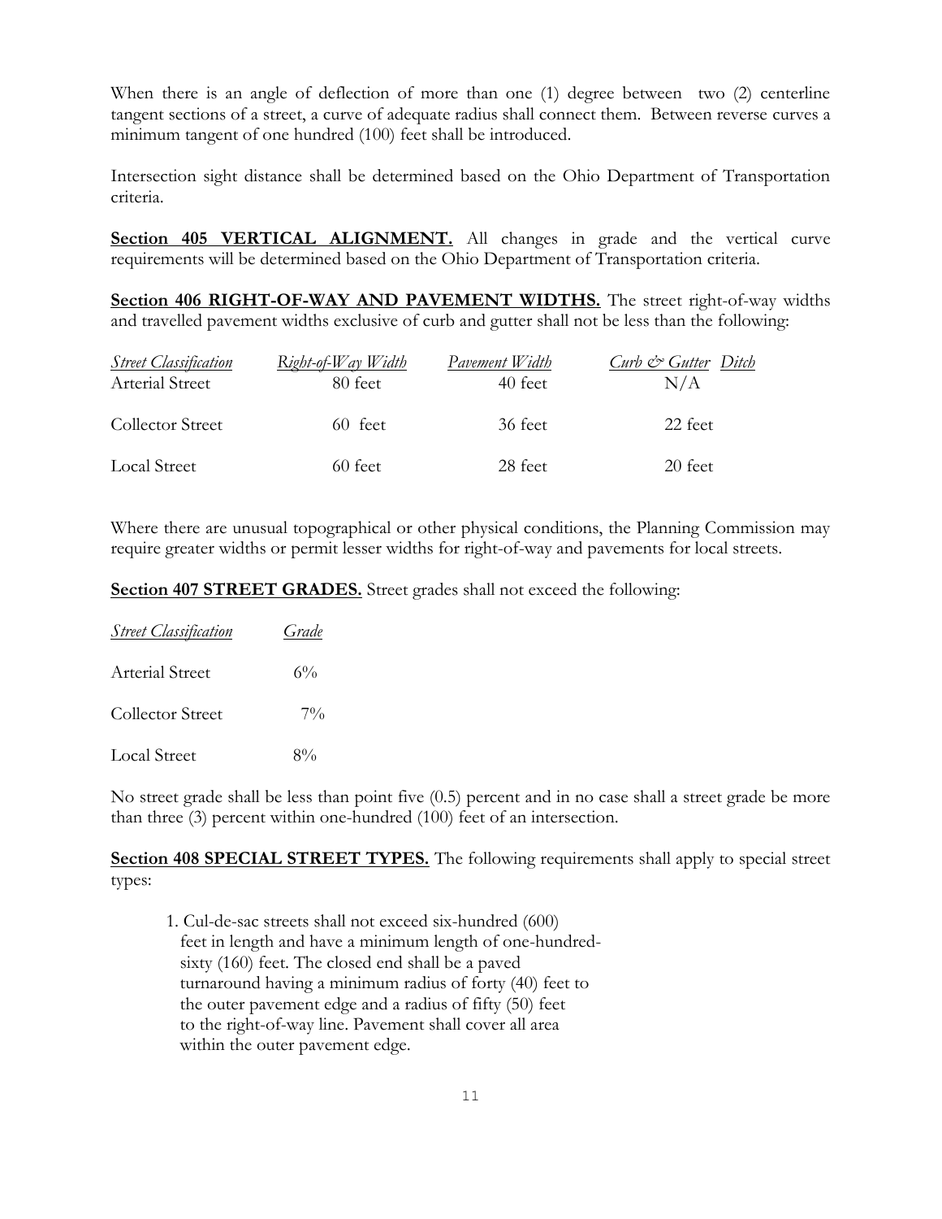When there is an angle of deflection of more than one (1) degree between two (2) centerline tangent sections of a street, a curve of adequate radius shall connect them. Between reverse curves a minimum tangent of one hundred (100) feet shall be introduced.

Intersection sight distance shall be determined based on the Ohio Department of Transportation criteria.

**Section 405 VERTICAL ALIGNMENT.** All changes in grade and the vertical curve requirements will be determined based on the Ohio Department of Transportation criteria.

**Section 406 RIGHT-OF-WAY AND PAVEMENT WIDTHS.** The street right-of-way widths and travelled pavement widths exclusive of curb and gutter shall not be less than the following:

| *Street Classification* | *Right-of-Way Width* | *Pavement Width* | *Curb & Gutter Ditch* |
|---|---|---|---|
| Arterial Street | 80 feet | 40 feet | N/A |
| Collector Street | 60 feet | 36 feet | 22 feet |
| Local Street | 60 feet | 28 feet | 20 feet |

Where there are unusual topographical or other physical conditions, the Planning Commission may require greater widths or permit lesser widths for right-of-way and pavements for local streets.

**Section 407 STREET GRADES.** Street grades shall not exceed the following:

| *Street Classification* | *Grade* |
|---|---|
| Arterial Street | 6% |
| Collector Street | 7% |
| Local Street | 8% |

No street grade shall be less than point five (0.5) percent and in no case shall a street grade be more than three (3) percent within one-hundred (100) feet of an intersection.

**Section 408 SPECIAL STREET TYPES.** The following requirements shall apply to special street types:

1. Cul-de-sac streets shall not exceed six-hundred (600) feet in length and have a minimum length of one-hundred-sixty (160) feet. The closed end shall be a paved turnaround having a minimum radius of forty (40) feet to the outer pavement edge and a radius of fifty (50) feet to the right-of-way line. Pavement shall cover all area within the outer pavement edge.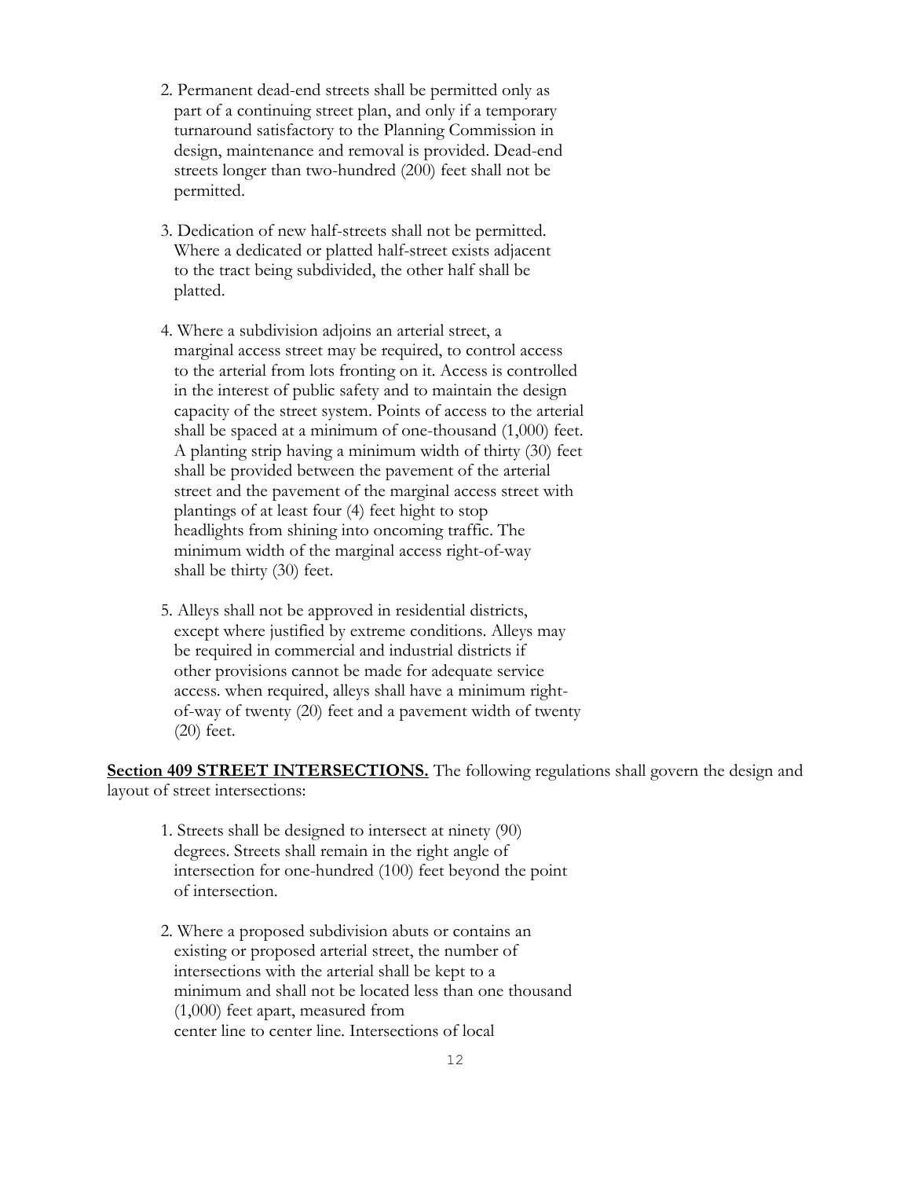2. Permanent dead-end streets shall be permitted only as part of a continuing street plan, and only if a temporary turnaround satisfactory to the Planning Commission in design, maintenance and removal is provided. Dead-end streets longer than two-hundred (200) feet shall not be permitted.

3. Dedication of new half-streets shall not be permitted. Where a dedicated or platted half-street exists adjacent to the tract being subdivided, the other half shall be platted.

4. Where a subdivision adjoins an arterial street, a marginal access street may be required, to control access to the arterial from lots fronting on it. Access is controlled in the interest of public safety and to maintain the design capacity of the street system. Points of access to the arterial shall be spaced at a minimum of one-thousand (1,000) feet. A planting strip having a minimum width of thirty (30) feet shall be provided between the pavement of the arterial street and the pavement of the marginal access street with plantings of at least four (4) feet hight to stop headlights from shining into oncoming traffic. The minimum width of the marginal access right-of-way shall be thirty (30) feet.

5. Alleys shall not be approved in residential districts, except where justified by extreme conditions. Alleys may be required in commercial and industrial districts if other provisions cannot be made for adequate service access. when required, alleys shall have a minimum right-of-way of twenty (20) feet and a pavement width of twenty (20) feet.

**Section 409 STREET INTERSECTIONS.** The following regulations shall govern the design and layout of street intersections:

1. Streets shall be designed to intersect at ninety (90) degrees. Streets shall remain in the right angle of intersection for one-hundred (100) feet beyond the point of intersection.

2. Where a proposed subdivision abuts or contains an existing or proposed arterial street, the number of intersections with the arterial shall be kept to a minimum and shall not be located less than one thousand (1,000) feet apart, measured from center line to center line. Intersections of local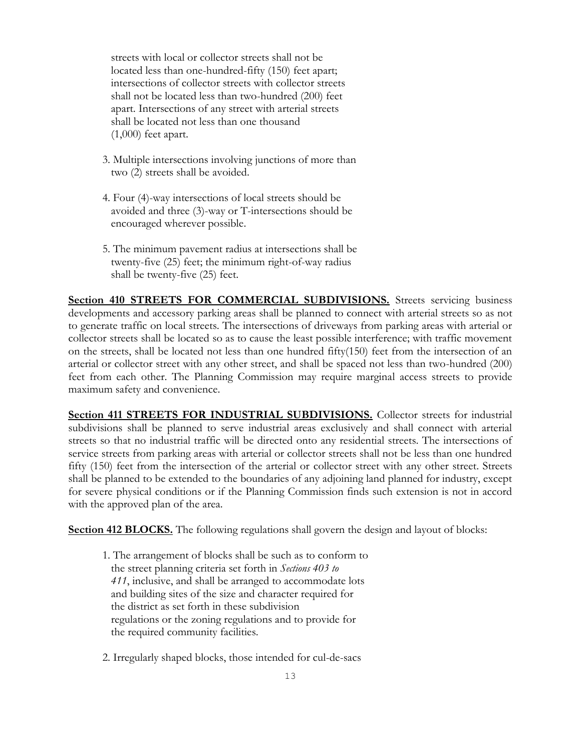streets with local or collector streets shall not be located less than one-hundred-fifty (150) feet apart; intersections of collector streets with collector streets shall not be located less than two-hundred (200) feet apart. Intersections of any street with arterial streets shall be located not less than one thousand (1,000) feet apart.

3. Multiple intersections involving junctions of more than two (2) streets shall be avoided.

4. Four (4)-way intersections of local streets should be avoided and three (3)-way or T-intersections should be encouraged wherever possible.

5. The minimum pavement radius at intersections shall be twenty-five (25) feet; the minimum right-of-way radius shall be twenty-five (25) feet.

**Section 410 STREETS FOR COMMERCIAL SUBDIVISIONS.** Streets servicing business developments and accessory parking areas shall be planned to connect with arterial streets so as not to generate traffic on local streets. The intersections of driveways from parking areas with arterial or collector streets shall be located so as to cause the least possible interference; with traffic movement on the streets, shall be located not less than one hundred fifty(150) feet from the intersection of an arterial or collector street with any other street, and shall be spaced not less than two-hundred (200) feet from each other. The Planning Commission may require marginal access streets to provide maximum safety and convenience.

**Section 411 STREETS FOR INDUSTRIAL SUBDIVISIONS.** Collector streets for industrial subdivisions shall be planned to serve industrial areas exclusively and shall connect with arterial streets so that no industrial traffic will be directed onto any residential streets. The intersections of service streets from parking areas with arterial or collector streets shall not be less than one hundred fifty (150) feet from the intersection of the arterial or collector street with any other street. Streets shall be planned to be extended to the boundaries of any adjoining land planned for industry, except for severe physical conditions or if the Planning Commission finds such extension is not in accord with the approved plan of the area.

**Section 412 BLOCKS.** The following regulations shall govern the design and layout of blocks:

1. The arrangement of blocks shall be such as to conform to the street planning criteria set forth in *Sections 403 to 411*, inclusive, and shall be arranged to accommodate lots and building sites of the size and character required for the district as set forth in these subdivision regulations or the zoning regulations and to provide for the required community facilities.

2. Irregularly shaped blocks, those intended for cul-de-sacs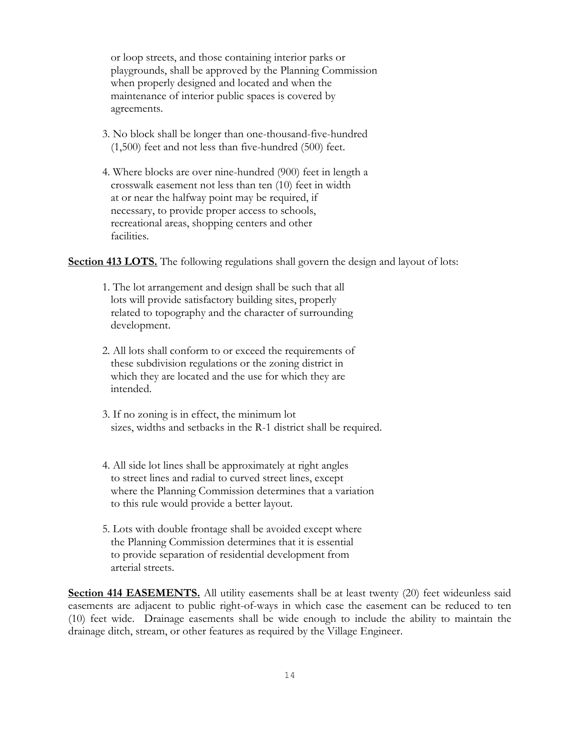or loop streets, and those containing interior parks or playgrounds, shall be approved by the Planning Commission when properly designed and located and when the maintenance of interior public spaces is covered by agreements.

3. No block shall be longer than one-thousand-five-hundred (1,500) feet and not less than five-hundred (500) feet.

4. Where blocks are over nine-hundred (900) feet in length a crosswalk easement not less than ten (10) feet in width at or near the halfway point may be required, if necessary, to provide proper access to schools, recreational areas, shopping centers and other facilities.

**Section 413 LOTS.** The following regulations shall govern the design and layout of lots:

1. The lot arrangement and design shall be such that all lots will provide satisfactory building sites, properly related to topography and the character of surrounding development.

2. All lots shall conform to or exceed the requirements of these subdivision regulations or the zoning district in which they are located and the use for which they are intended.

3. If no zoning is in effect, the minimum lot sizes, widths and setbacks in the R-1 district shall be required.

4. All side lot lines shall be approximately at right angles to street lines and radial to curved street lines, except where the Planning Commission determines that a variation to this rule would provide a better layout.

5. Lots with double frontage shall be avoided except where the Planning Commission determines that it is essential to provide separation of residential development from arterial streets.

**Section 414 EASEMENTS.** All utility easements shall be at least twenty (20) feet wideunless said easements are adjacent to public right-of-ways in which case the easement can be reduced to ten (10) feet wide. Drainage easements shall be wide enough to include the ability to maintain the drainage ditch, stream, or other features as required by the Village Engineer.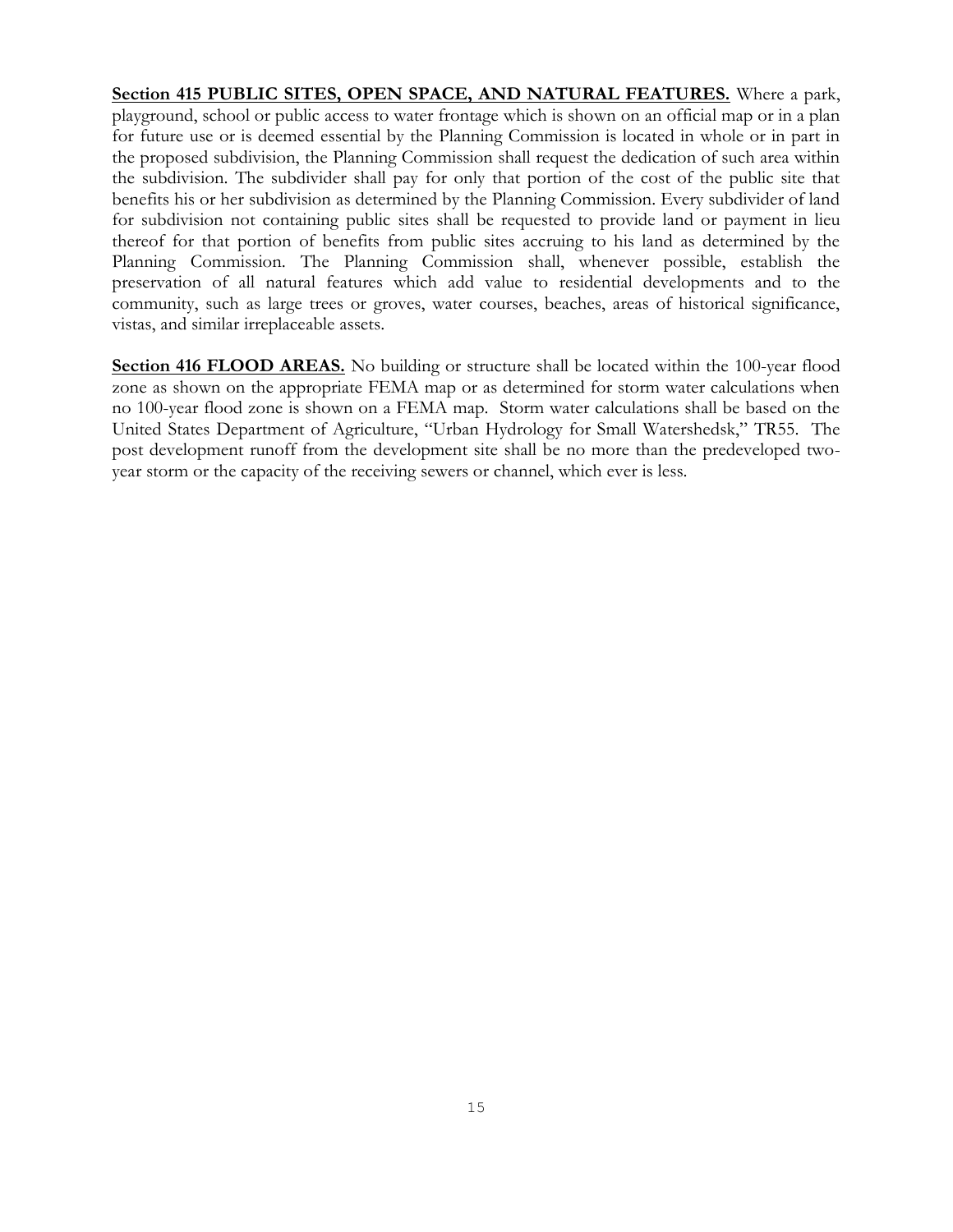**<u>Section 415 PUBLIC SITES, OPEN SPACE, AND NATURAL FEATURES.</u>** Where a park, playground, school or public access to water frontage which is shown on an official map or in a plan for future use or is deemed essential by the Planning Commission is located in whole or in part in the proposed subdivision, the Planning Commission shall request the dedication of such area within the subdivision. The subdivider shall pay for only that portion of the cost of the public site that benefits his or her subdivision as determined by the Planning Commission. Every subdivider of land for subdivision not containing public sites shall be requested to provide land or payment in lieu thereof for that portion of benefits from public sites accruing to his land as determined by the Planning Commission. The Planning Commission shall, whenever possible, establish the preservation of all natural features which add value to residential developments and to the community, such as large trees or groves, water courses, beaches, areas of historical significance, vistas, and similar irreplaceable assets.

**<u>Section 416 FLOOD AREAS.</u>** No building or structure shall be located within the 100-year flood zone as shown on the appropriate FEMA map or as determined for storm water calculations when no 100-year flood zone is shown on a FEMA map. Storm water calculations shall be based on the United States Department of Agriculture, "Urban Hydrology for Small Watershedsk," TR55. The post development runoff from the development site shall be no more than the predeveloped two-year storm or the capacity of the receiving sewers or channel, which ever is less.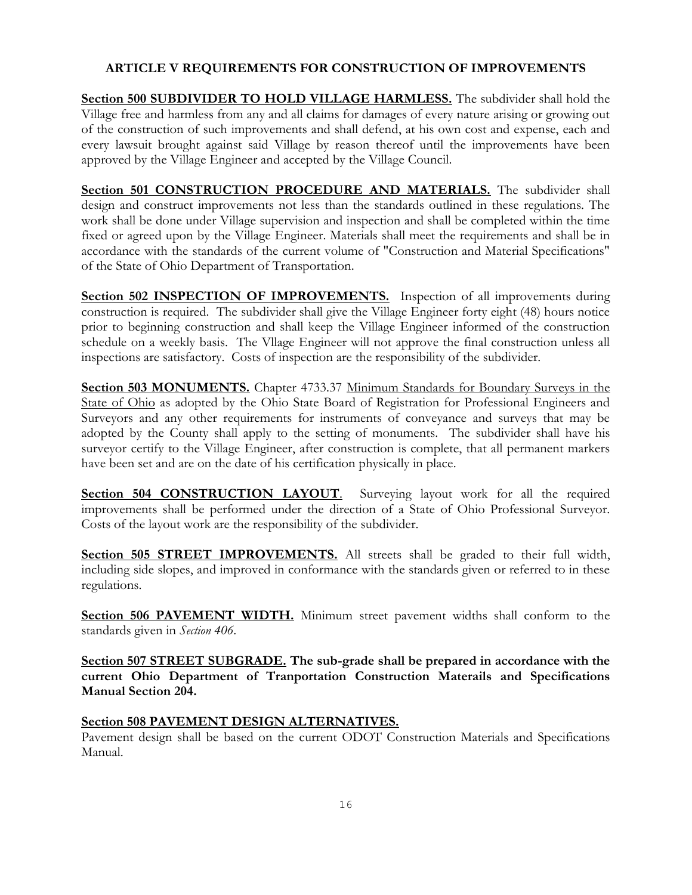## ARTICLE V REQUIREMENTS FOR CONSTRUCTION OF IMPROVEMENTS

**Section 500 SUBDIVIDER TO HOLD VILLAGE HARMLESS.** The subdivider shall hold the Village free and harmless from any and all claims for damages of every nature arising or growing out of the construction of such improvements and shall defend, at his own cost and expense, each and every lawsuit brought against said Village by reason thereof until the improvements have been approved by the Village Engineer and accepted by the Village Council.

**Section 501 CONSTRUCTION PROCEDURE AND MATERIALS.** The subdivider shall design and construct improvements not less than the standards outlined in these regulations. The work shall be done under Village supervision and inspection and shall be completed within the time fixed or agreed upon by the Village Engineer. Materials shall meet the requirements and shall be in accordance with the standards of the current volume of "Construction and Material Specifications" of the State of Ohio Department of Transportation.

**Section 502 INSPECTION OF IMPROVEMENTS.** Inspection of all improvements during construction is required. The subdivider shall give the Village Engineer forty eight (48) hours notice prior to beginning construction and shall keep the Village Engineer informed of the construction schedule on a weekly basis. The Vllage Engineer will not approve the final construction unless all inspections are satisfactory. Costs of inspection are the responsibility of the subdivider.

**Section 503 MONUMENTS.** Chapter 4733.37 Minimum Standards for Boundary Surveys in the State of Ohio as adopted by the Ohio State Board of Registration for Professional Engineers and Surveyors and any other requirements for instruments of conveyance and surveys that may be adopted by the County shall apply to the setting of monuments. The subdivider shall have his surveyor certify to the Village Engineer, after construction is complete, that all permanent markers have been set and are on the date of his certification physically in place.

**Section 504 CONSTRUCTION LAYOUT**. Surveying layout work for all the required improvements shall be performed under the direction of a State of Ohio Professional Surveyor. Costs of the layout work are the responsibility of the subdivider.

**Section 505 STREET IMPROVEMENTS.** All streets shall be graded to their full width, including side slopes, and improved in conformance with the standards given or referred to in these regulations.

**Section 506 PAVEMENT WIDTH.** Minimum street pavement widths shall conform to the standards given in *Section 406*.

**Section 507 STREET SUBGRADE. The sub-grade shall be prepared in accordance with the current Ohio Department of Tranportation Construction Materails and Specifications Manual Section 204.**

**Section 508 PAVEMENT DESIGN ALTERNATIVES.**

Pavement design shall be based on the current ODOT Construction Materials and Specifications Manual.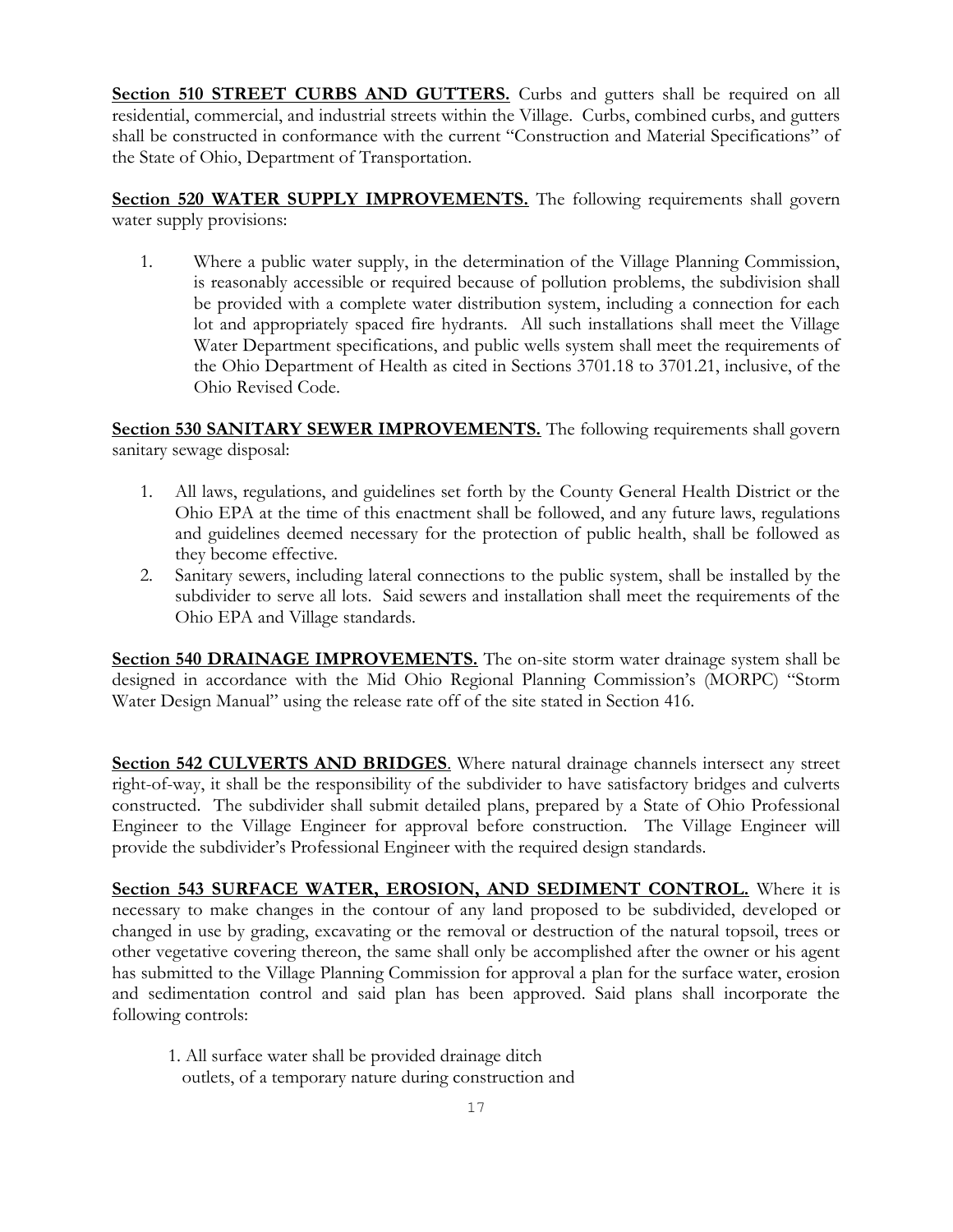**Section 510 STREET CURBS AND GUTTERS.** Curbs and gutters shall be required on all residential, commercial, and industrial streets within the Village. Curbs, combined curbs, and gutters shall be constructed in conformance with the current "Construction and Material Specifications" of the State of Ohio, Department of Transportation.

**Section 520 WATER SUPPLY IMPROVEMENTS.** The following requirements shall govern water supply provisions:

1. Where a public water supply, in the determination of the Village Planning Commission, is reasonably accessible or required because of pollution problems, the subdivision shall be provided with a complete water distribution system, including a connection for each lot and appropriately spaced fire hydrants. All such installations shall meet the Village Water Department specifications, and public wells system shall meet the requirements of the Ohio Department of Health as cited in Sections 3701.18 to 3701.21, inclusive, of the Ohio Revised Code.

**Section 530 SANITARY SEWER IMPROVEMENTS.** The following requirements shall govern sanitary sewage disposal:

1. All laws, regulations, and guidelines set forth by the County General Health District or the Ohio EPA at the time of this enactment shall be followed, and any future laws, regulations and guidelines deemed necessary for the protection of public health, shall be followed as they become effective.
2. Sanitary sewers, including lateral connections to the public system, shall be installed by the subdivider to serve all lots. Said sewers and installation shall meet the requirements of the Ohio EPA and Village standards.

**Section 540 DRAINAGE IMPROVEMENTS.** The on-site storm water drainage system shall be designed in accordance with the Mid Ohio Regional Planning Commission's (MORPC) "Storm Water Design Manual" using the release rate off of the site stated in Section 416.

**Section 542 CULVERTS AND BRIDGES**. Where natural drainage channels intersect any street right-of-way, it shall be the responsibility of the subdivider to have satisfactory bridges and culverts constructed. The subdivider shall submit detailed plans, prepared by a State of Ohio Professional Engineer to the Village Engineer for approval before construction. The Village Engineer will provide the subdivider's Professional Engineer with the required design standards.

**Section 543 SURFACE WATER, EROSION, AND SEDIMENT CONTROL.** Where it is necessary to make changes in the contour of any land proposed to be subdivided, developed or changed in use by grading, excavating or the removal or destruction of the natural topsoil, trees or other vegetative covering thereon, the same shall only be accomplished after the owner or his agent has submitted to the Village Planning Commission for approval a plan for the surface water, erosion and sedimentation control and said plan has been approved. Said plans shall incorporate the following controls:

1. All surface water shall be provided drainage ditch outlets, of a temporary nature during construction and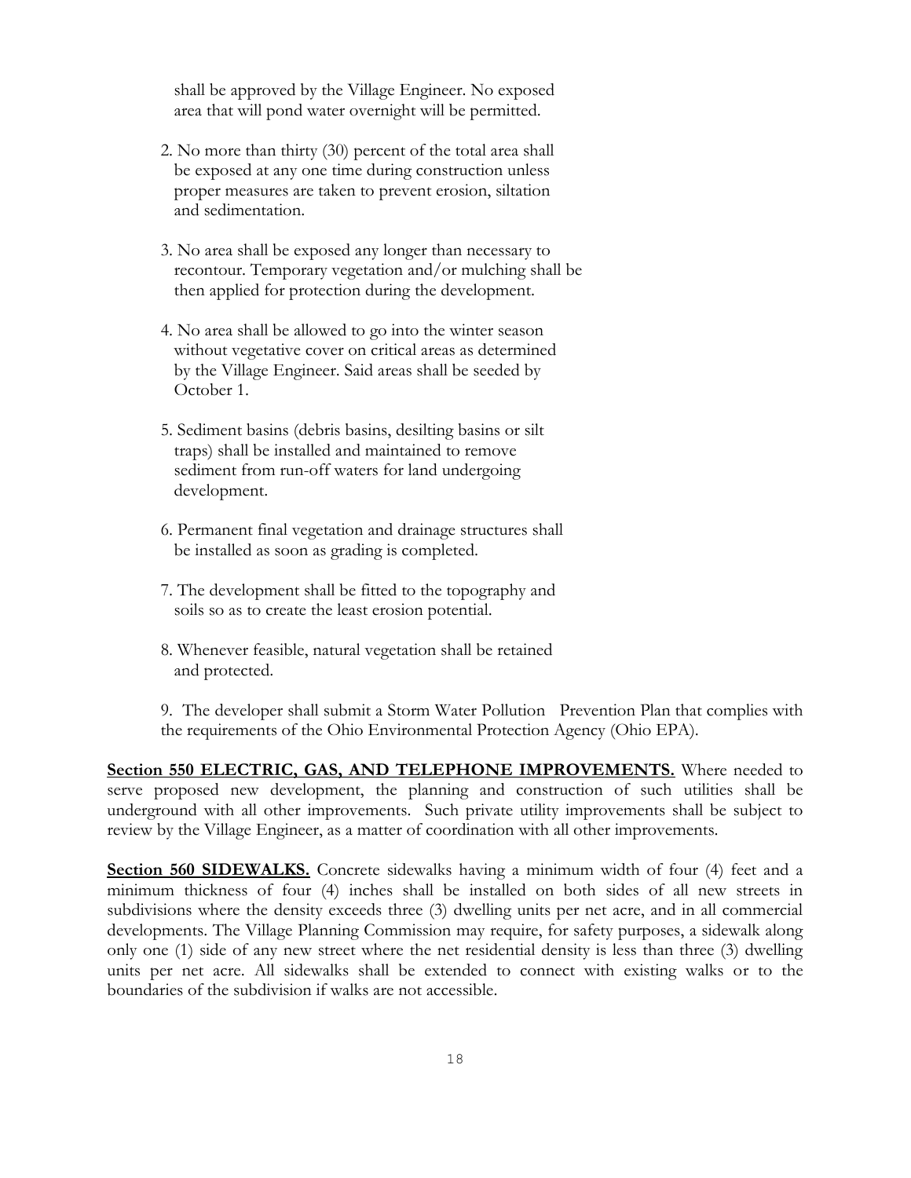shall be approved by the Village Engineer. No exposed area that will pond water overnight will be permitted.

2. No more than thirty (30) percent of the total area shall be exposed at any one time during construction unless proper measures are taken to prevent erosion, siltation and sedimentation.

3. No area shall be exposed any longer than necessary to recontour. Temporary vegetation and/or mulching shall be then applied for protection during the development.

4. No area shall be allowed to go into the winter season without vegetative cover on critical areas as determined by the Village Engineer. Said areas shall be seeded by October 1.

5. Sediment basins (debris basins, desilting basins or silt traps) shall be installed and maintained to remove sediment from run-off waters for land undergoing development.

6. Permanent final vegetation and drainage structures shall be installed as soon as grading is completed.

7. The development shall be fitted to the topography and soils so as to create the least erosion potential.

8. Whenever feasible, natural vegetation shall be retained and protected.

9. The developer shall submit a Storm Water Pollution Prevention Plan that complies with the requirements of the Ohio Environmental Protection Agency (Ohio EPA).

**Section 550 ELECTRIC, GAS, AND TELEPHONE IMPROVEMENTS.** Where needed to serve proposed new development, the planning and construction of such utilities shall be underground with all other improvements. Such private utility improvements shall be subject to review by the Village Engineer, as a matter of coordination with all other improvements.

**Section 560 SIDEWALKS.** Concrete sidewalks having a minimum width of four (4) feet and a minimum thickness of four (4) inches shall be installed on both sides of all new streets in subdivisions where the density exceeds three (3) dwelling units per net acre, and in all commercial developments. The Village Planning Commission may require, for safety purposes, a sidewalk along only one (1) side of any new street where the net residential density is less than three (3) dwelling units per net acre. All sidewalks shall be extended to connect with existing walks or to the boundaries of the subdivision if walks are not accessible.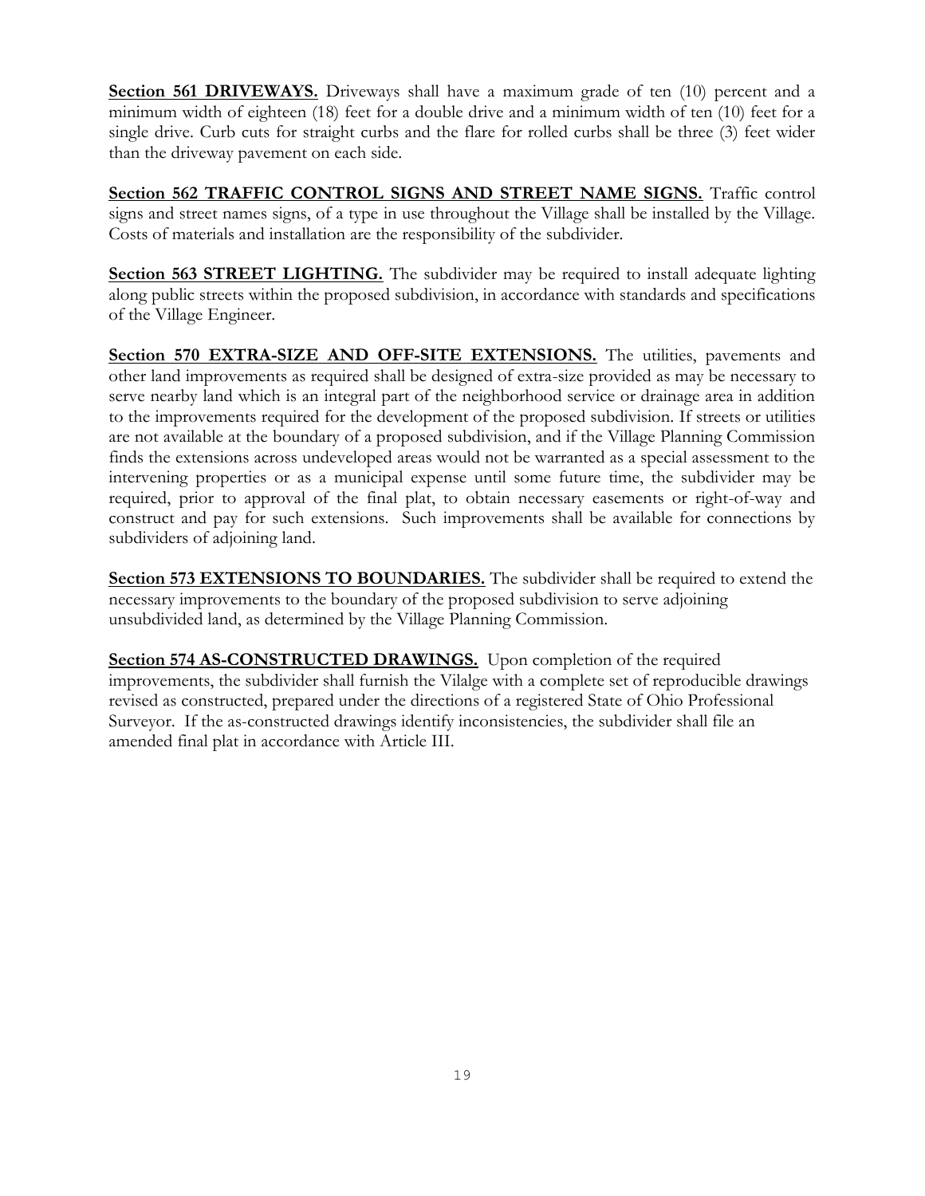**Section 561 DRIVEWAYS.** Driveways shall have a maximum grade of ten (10) percent and a minimum width of eighteen (18) feet for a double drive and a minimum width of ten (10) feet for a single drive. Curb cuts for straight curbs and the flare for rolled curbs shall be three (3) feet wider than the driveway pavement on each side.

**Section 562 TRAFFIC CONTROL SIGNS AND STREET NAME SIGNS.** Traffic control signs and street names signs, of a type in use throughout the Village shall be installed by the Village. Costs of materials and installation are the responsibility of the subdivider.

**Section 563 STREET LIGHTING.** The subdivider may be required to install adequate lighting along public streets within the proposed subdivision, in accordance with standards and specifications of the Village Engineer.

**Section 570 EXTRA-SIZE AND OFF-SITE EXTENSIONS.** The utilities, pavements and other land improvements as required shall be designed of extra-size provided as may be necessary to serve nearby land which is an integral part of the neighborhood service or drainage area in addition to the improvements required for the development of the proposed subdivision. If streets or utilities are not available at the boundary of a proposed subdivision, and if the Village Planning Commission finds the extensions across undeveloped areas would not be warranted as a special assessment to the intervening properties or as a municipal expense until some future time, the subdivider may be required, prior to approval of the final plat, to obtain necessary easements or right-of-way and construct and pay for such extensions. Such improvements shall be available for connections by subdividers of adjoining land.

**Section 573 EXTENSIONS TO BOUNDARIES.** The subdivider shall be required to extend the necessary improvements to the boundary of the proposed subdivision to serve adjoining unsubdivided land, as determined by the Village Planning Commission.

**Section 574 AS-CONSTRUCTED DRAWINGS.** Upon completion of the required improvements, the subdivider shall furnish the Vilalge with a complete set of reproducible drawings revised as constructed, prepared under the directions of a registered State of Ohio Professional Surveyor. If the as-constructed drawings identify inconsistencies, the subdivider shall file an amended final plat in accordance with Article III.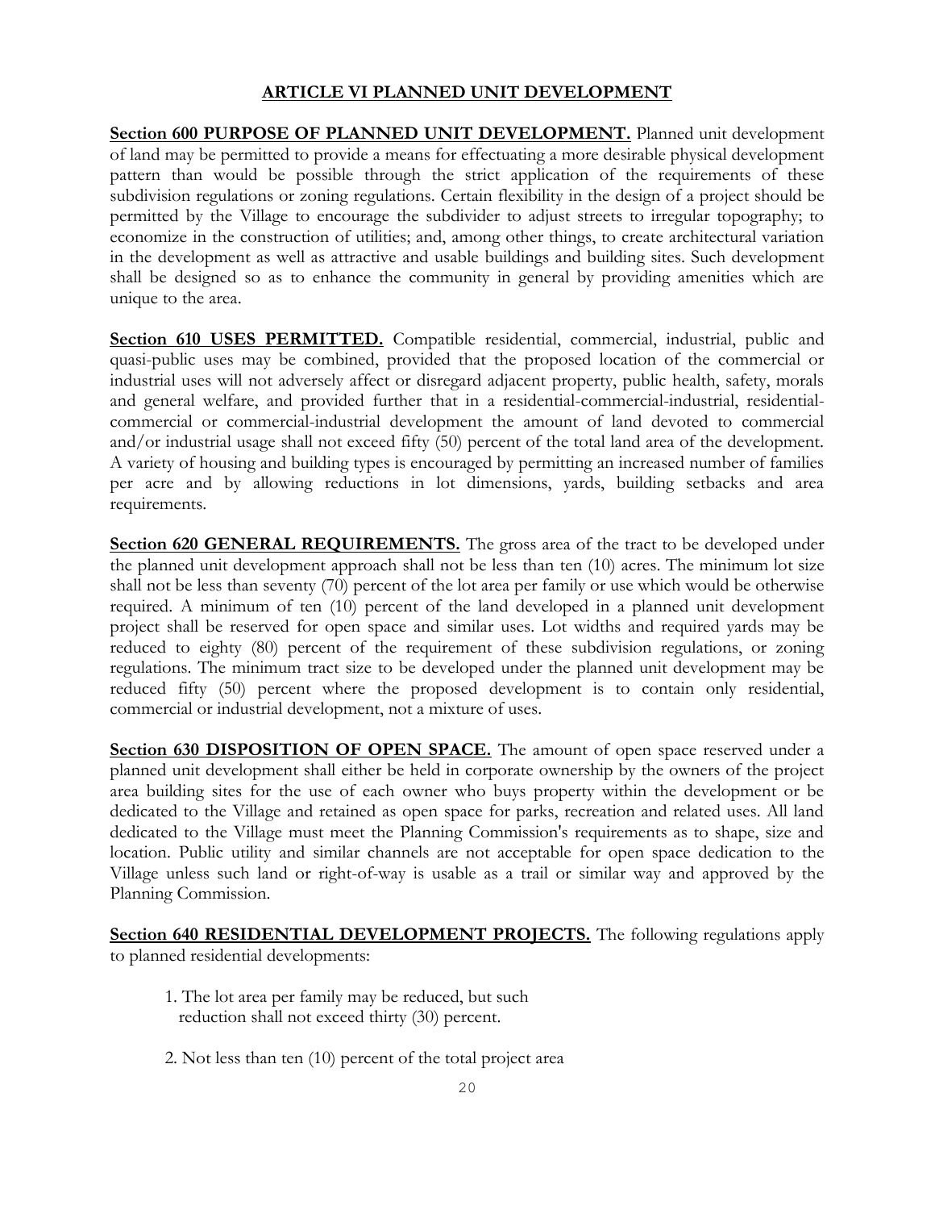# ARTICLE VI PLANNED UNIT DEVELOPMENT

**Section 600 PURPOSE OF PLANNED UNIT DEVELOPMENT.** Planned unit development of land may be permitted to provide a means for effectuating a more desirable physical development pattern than would be possible through the strict application of the requirements of these subdivision regulations or zoning regulations. Certain flexibility in the design of a project should be permitted by the Village to encourage the subdivider to adjust streets to irregular topography; to economize in the construction of utilities; and, among other things, to create architectural variation in the development as well as attractive and usable buildings and building sites. Such development shall be designed so as to enhance the community in general by providing amenities which are unique to the area.

**Section 610 USES PERMITTED.** Compatible residential, commercial, industrial, public and quasi-public uses may be combined, provided that the proposed location of the commercial or industrial uses will not adversely affect or disregard adjacent property, public health, safety, morals and general welfare, and provided further that in a residential-commercial-industrial, residential-commercial or commercial-industrial development the amount of land devoted to commercial and/or industrial usage shall not exceed fifty (50) percent of the total land area of the development. A variety of housing and building types is encouraged by permitting an increased number of families per acre and by allowing reductions in lot dimensions, yards, building setbacks and area requirements.

**Section 620 GENERAL REQUIREMENTS.** The gross area of the tract to be developed under the planned unit development approach shall not be less than ten (10) acres. The minimum lot size shall not be less than seventy (70) percent of the lot area per family or use which would be otherwise required. A minimum of ten (10) percent of the land developed in a planned unit development project shall be reserved for open space and similar uses. Lot widths and required yards may be reduced to eighty (80) percent of the requirement of these subdivision regulations, or zoning regulations. The minimum tract size to be developed under the planned unit development may be reduced fifty (50) percent where the proposed development is to contain only residential, commercial or industrial development, not a mixture of uses.

**Section 630 DISPOSITION OF OPEN SPACE.** The amount of open space reserved under a planned unit development shall either be held in corporate ownership by the owners of the project area building sites for the use of each owner who buys property within the development or be dedicated to the Village and retained as open space for parks, recreation and related uses. All land dedicated to the Village must meet the Planning Commission's requirements as to shape, size and location. Public utility and similar channels are not acceptable for open space dedication to the Village unless such land or right-of-way is usable as a trail or similar way and approved by the Planning Commission.

**Section 640 RESIDENTIAL DEVELOPMENT PROJECTS.** The following regulations apply to planned residential developments:

1. The lot area per family may be reduced, but such reduction shall not exceed thirty (30) percent.

2. Not less than ten (10) percent of the total project area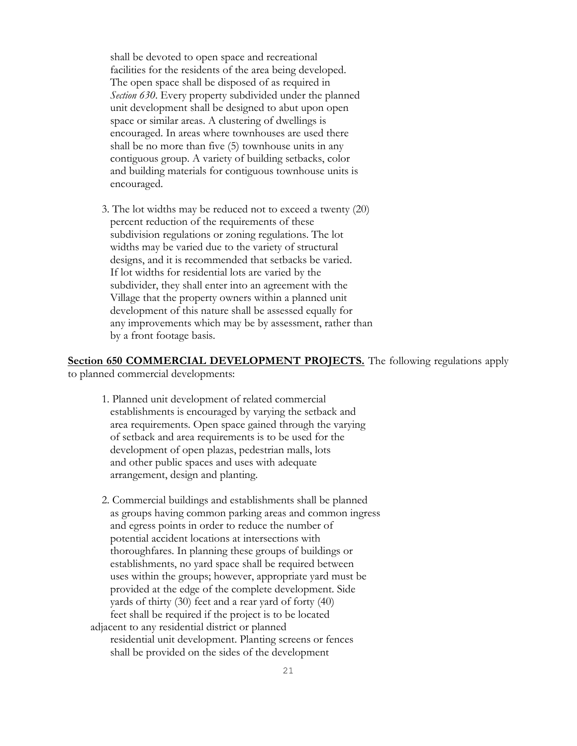shall be devoted to open space and recreational facilities for the residents of the area being developed. The open space shall be disposed of as required in *Section 630*. Every property subdivided under the planned unit development shall be designed to abut upon open space or similar areas. A clustering of dwellings is encouraged. In areas where townhouses are used there shall be no more than five (5) townhouse units in any contiguous group. A variety of building setbacks, color and building materials for contiguous townhouse units is encouraged.

3. The lot widths may be reduced not to exceed a twenty (20) percent reduction of the requirements of these subdivision regulations or zoning regulations. The lot widths may be varied due to the variety of structural designs, and it is recommended that setbacks be varied. If lot widths for residential lots are varied by the subdivider, they shall enter into an agreement with the Village that the property owners within a planned unit development of this nature shall be assessed equally for any improvements which may be by assessment, rather than by a front footage basis.

**Section 650 COMMERCIAL DEVELOPMENT PROJECTS.** The following regulations apply to planned commercial developments:

1. Planned unit development of related commercial establishments is encouraged by varying the setback and area requirements. Open space gained through the varying of setback and area requirements is to be used for the development of open plazas, pedestrian malls, lots and other public spaces and uses with adequate arrangement, design and planting.

2. Commercial buildings and establishments shall be planned as groups having common parking areas and common ingress and egress points in order to reduce the number of potential accident locations at intersections with thoroughfares. In planning these groups of buildings or establishments, no yard space shall be required between uses within the groups; however, appropriate yard must be provided at the edge of the complete development. Side yards of thirty (30) feet and a rear yard of forty (40) feet shall be required if the project is to be located adjacent to any residential district or planned residential unit development. Planting screens or fences shall be provided on the sides of the development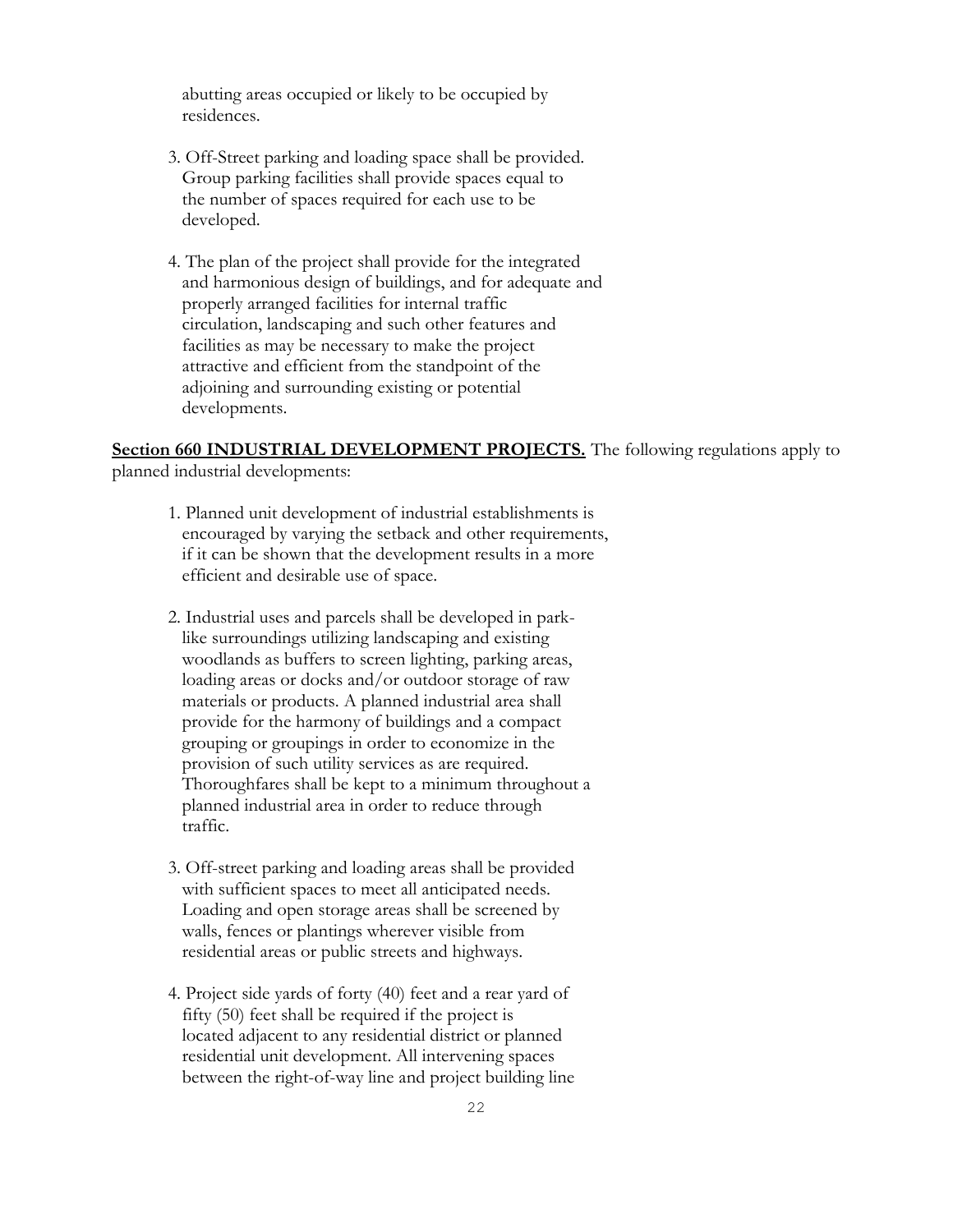abutting areas occupied or likely to be occupied by residences.

3. Off-Street parking and loading space shall be provided. Group parking facilities shall provide spaces equal to the number of spaces required for each use to be developed.

4. The plan of the project shall provide for the integrated and harmonious design of buildings, and for adequate and properly arranged facilities for internal traffic circulation, landscaping and such other features and facilities as may be necessary to make the project attractive and efficient from the standpoint of the adjoining and surrounding existing or potential developments.

**<u>Section 660 INDUSTRIAL DEVELOPMENT PROJECTS.</u>** The following regulations apply to planned industrial developments:

1. Planned unit development of industrial establishments is encouraged by varying the setback and other requirements, if it can be shown that the development results in a more efficient and desirable use of space.

2. Industrial uses and parcels shall be developed in park-like surroundings utilizing landscaping and existing woodlands as buffers to screen lighting, parking areas, loading areas or docks and/or outdoor storage of raw materials or products. A planned industrial area shall provide for the harmony of buildings and a compact grouping or groupings in order to economize in the provision of such utility services as are required. Thoroughfares shall be kept to a minimum throughout a planned industrial area in order to reduce through traffic.

3. Off-street parking and loading areas shall be provided with sufficient spaces to meet all anticipated needs. Loading and open storage areas shall be screened by walls, fences or plantings wherever visible from residential areas or public streets and highways.

4. Project side yards of forty (40) feet and a rear yard of fifty (50) feet shall be required if the project is located adjacent to any residential district or planned residential unit development. All intervening spaces between the right-of-way line and project building line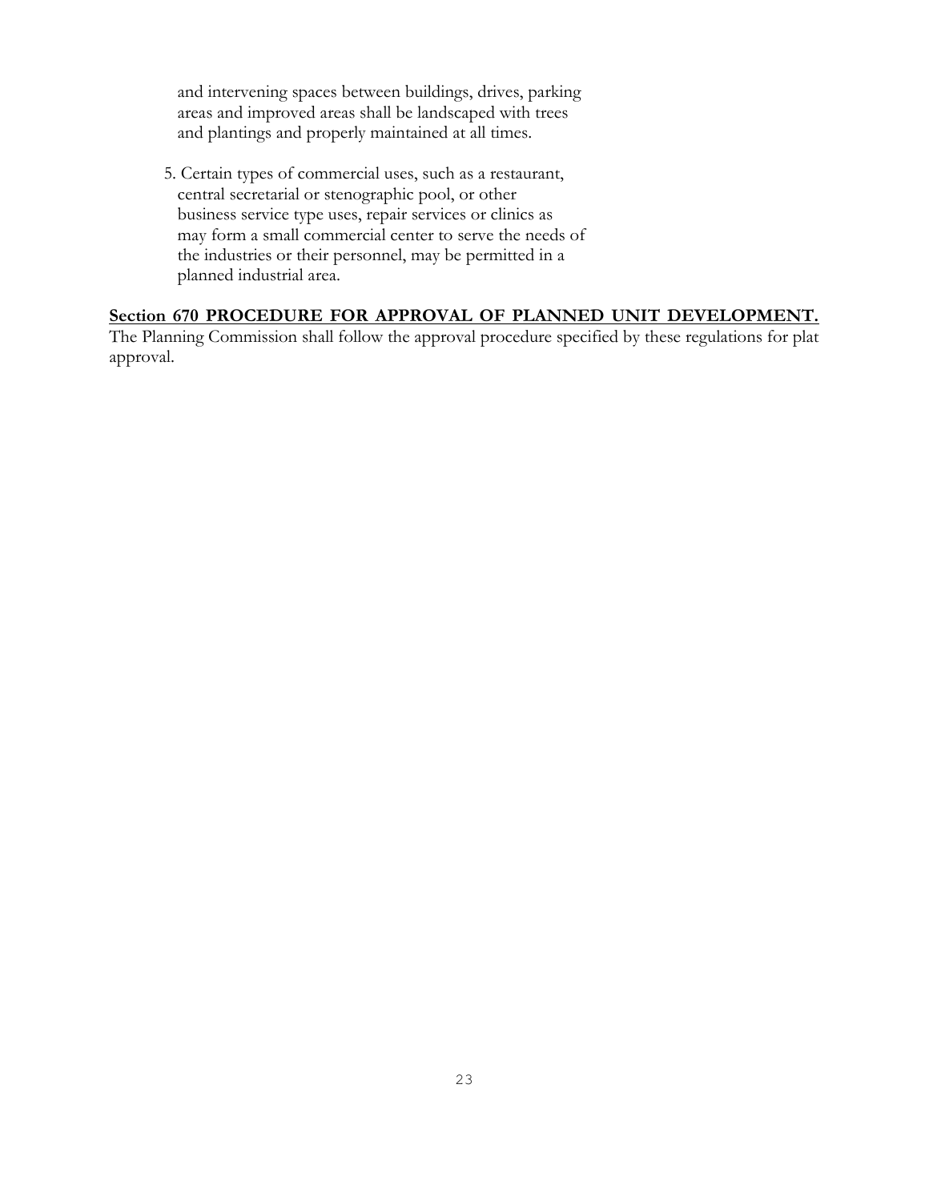and intervening spaces between buildings, drives, parking areas and improved areas shall be landscaped with trees and plantings and properly maintained at all times.

5. Certain types of commercial uses, such as a restaurant, central secretarial or stenographic pool, or other business service type uses, repair services or clinics as may form a small commercial center to serve the needs of the industries or their personnel, may be permitted in a planned industrial area.

**Section 670 PROCEDURE FOR APPROVAL OF PLANNED UNIT DEVELOPMENT.**

The Planning Commission shall follow the approval procedure specified by these regulations for plat approval.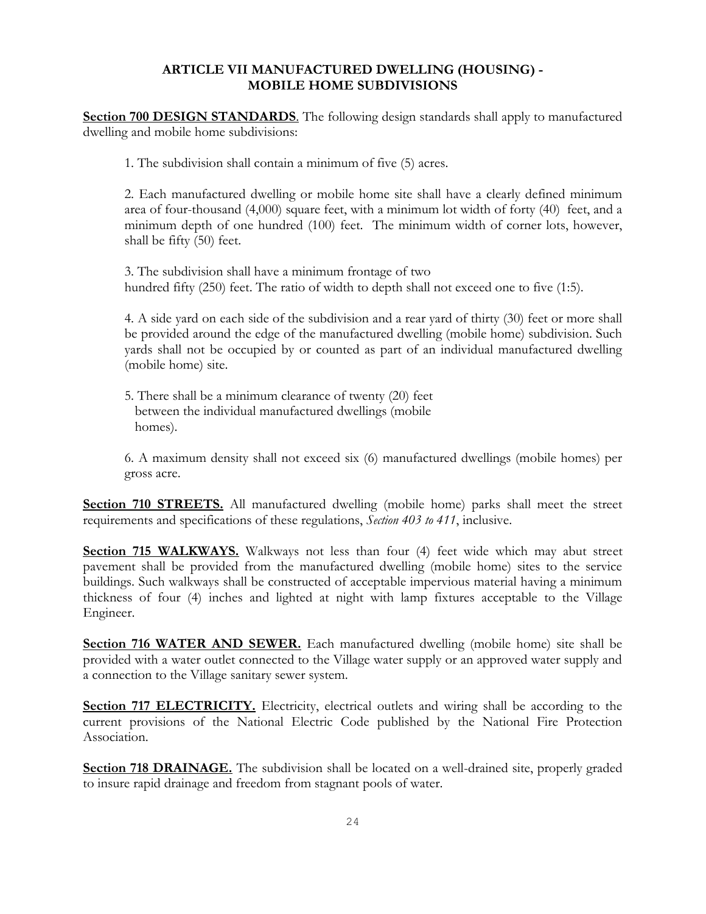## ARTICLE VII MANUFACTURED DWELLING (HOUSING) - MOBILE HOME SUBDIVISIONS

**Section 700 DESIGN STANDARDS**. The following design standards shall apply to manufactured dwelling and mobile home subdivisions:

1. The subdivision shall contain a minimum of five (5) acres.

2. Each manufactured dwelling or mobile home site shall have a clearly defined minimum area of four-thousand (4,000) square feet, with a minimum lot width of forty (40) feet, and a minimum depth of one hundred (100) feet. The minimum width of corner lots, however, shall be fifty (50) feet.

3. The subdivision shall have a minimum frontage of two hundred fifty (250) feet. The ratio of width to depth shall not exceed one to five (1:5).

4. A side yard on each side of the subdivision and a rear yard of thirty (30) feet or more shall be provided around the edge of the manufactured dwelling (mobile home) subdivision. Such yards shall not be occupied by or counted as part of an individual manufactured dwelling (mobile home) site.

5. There shall be a minimum clearance of twenty (20) feet between the individual manufactured dwellings (mobile homes).

6. A maximum density shall not exceed six (6) manufactured dwellings (mobile homes) per gross acre.

**Section 710 STREETS.** All manufactured dwelling (mobile home) parks shall meet the street requirements and specifications of these regulations, *Section 403 to 411*, inclusive.

**Section 715 WALKWAYS.** Walkways not less than four (4) feet wide which may abut street pavement shall be provided from the manufactured dwelling (mobile home) sites to the service buildings. Such walkways shall be constructed of acceptable impervious material having a minimum thickness of four (4) inches and lighted at night with lamp fixtures acceptable to the Village Engineer.

**Section 716 WATER AND SEWER.** Each manufactured dwelling (mobile home) site shall be provided with a water outlet connected to the Village water supply or an approved water supply and a connection to the Village sanitary sewer system.

**Section 717 ELECTRICITY.** Electricity, electrical outlets and wiring shall be according to the current provisions of the National Electric Code published by the National Fire Protection Association.

**Section 718 DRAINAGE.** The subdivision shall be located on a well-drained site, properly graded to insure rapid drainage and freedom from stagnant pools of water.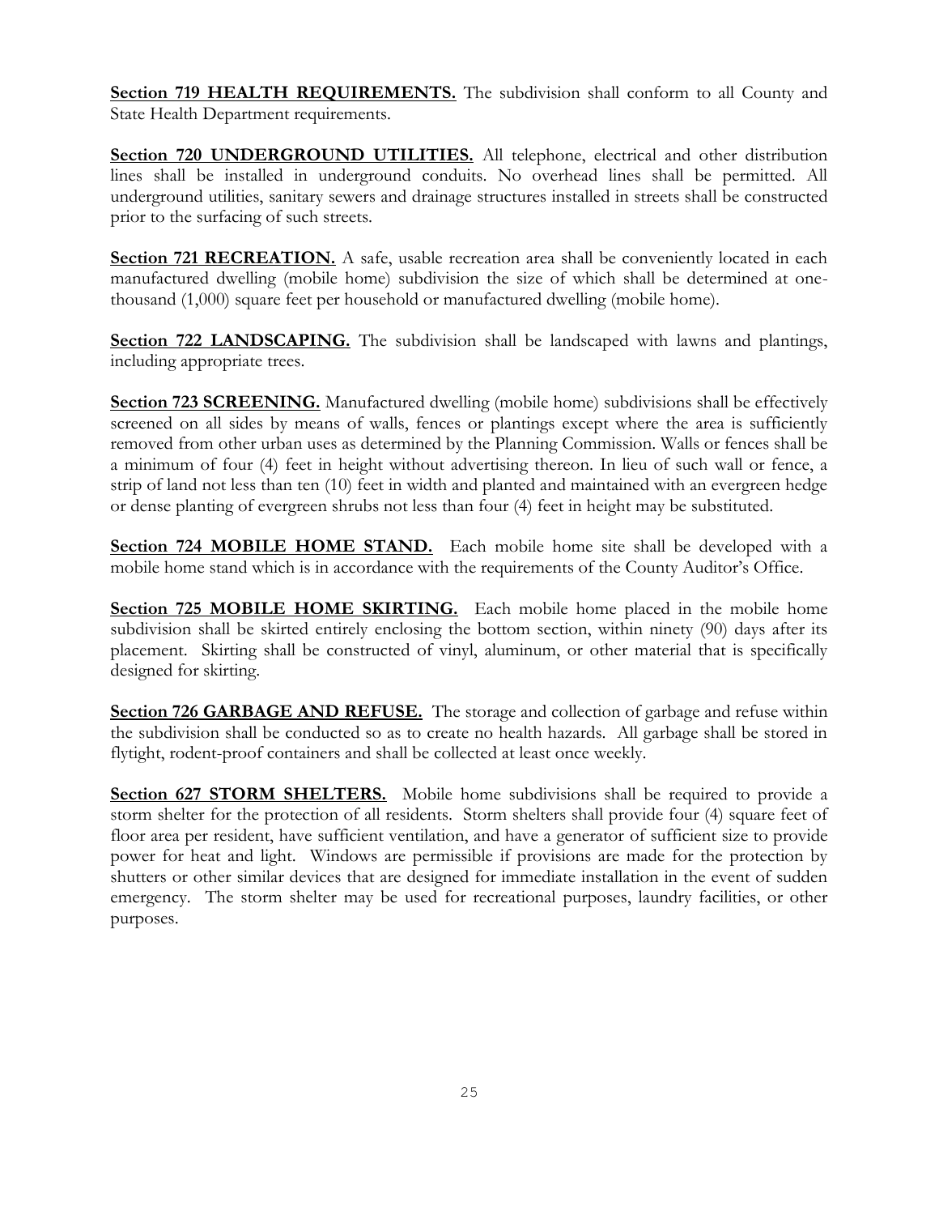**Section 719 HEALTH REQUIREMENTS.** The subdivision shall conform to all County and State Health Department requirements.

**Section 720 UNDERGROUND UTILITIES.** All telephone, electrical and other distribution lines shall be installed in underground conduits. No overhead lines shall be permitted. All underground utilities, sanitary sewers and drainage structures installed in streets shall be constructed prior to the surfacing of such streets.

**Section 721 RECREATION.** A safe, usable recreation area shall be conveniently located in each manufactured dwelling (mobile home) subdivision the size of which shall be determined at one-thousand (1,000) square feet per household or manufactured dwelling (mobile home).

**Section 722 LANDSCAPING.** The subdivision shall be landscaped with lawns and plantings, including appropriate trees.

**Section 723 SCREENING.** Manufactured dwelling (mobile home) subdivisions shall be effectively screened on all sides by means of walls, fences or plantings except where the area is sufficiently removed from other urban uses as determined by the Planning Commission. Walls or fences shall be a minimum of four (4) feet in height without advertising thereon. In lieu of such wall or fence, a strip of land not less than ten (10) feet in width and planted and maintained with an evergreen hedge or dense planting of evergreen shrubs not less than four (4) feet in height may be substituted.

**Section 724 MOBILE HOME STAND.** Each mobile home site shall be developed with a mobile home stand which is in accordance with the requirements of the County Auditor's Office.

**Section 725 MOBILE HOME SKIRTING.** Each mobile home placed in the mobile home subdivision shall be skirted entirely enclosing the bottom section, within ninety (90) days after its placement. Skirting shall be constructed of vinyl, aluminum, or other material that is specifically designed for skirting.

**Section 726 GARBAGE AND REFUSE.** The storage and collection of garbage and refuse within the subdivision shall be conducted so as to create no health hazards. All garbage shall be stored in flytight, rodent-proof containers and shall be collected at least once weekly.

**Section 627 STORM SHELTERS.** Mobile home subdivisions shall be required to provide a storm shelter for the protection of all residents. Storm shelters shall provide four (4) square feet of floor area per resident, have sufficient ventilation, and have a generator of sufficient size to provide power for heat and light. Windows are permissible if provisions are made for the protection by shutters or other similar devices that are designed for immediate installation in the event of sudden emergency. The storm shelter may be used for recreational purposes, laundry facilities, or other purposes.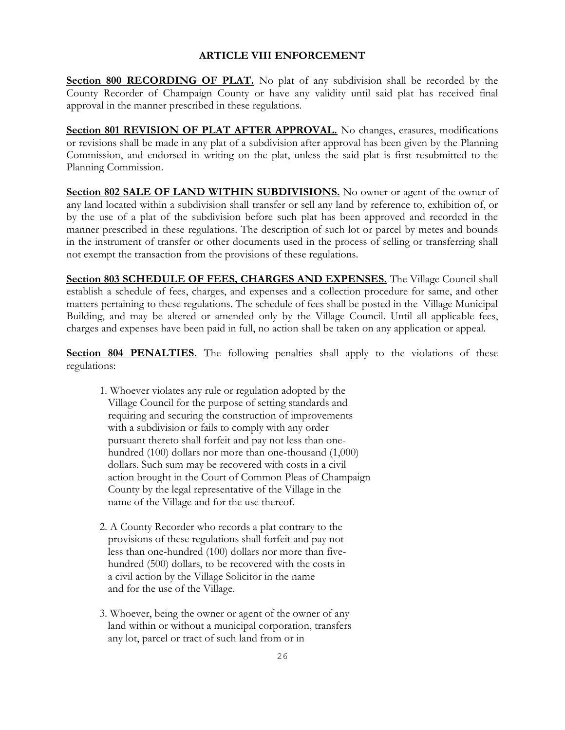## ARTICLE VIII ENFORCEMENT

**Section 800 RECORDING OF PLAT.** No plat of any subdivision shall be recorded by the County Recorder of Champaign County or have any validity until said plat has received final approval in the manner prescribed in these regulations.

**Section 801 REVISION OF PLAT AFTER APPROVAL.** No changes, erasures, modifications or revisions shall be made in any plat of a subdivision after approval has been given by the Planning Commission, and endorsed in writing on the plat, unless the said plat is first resubmitted to the Planning Commission.

**Section 802 SALE OF LAND WITHIN SUBDIVISIONS.** No owner or agent of the owner of any land located within a subdivision shall transfer or sell any land by reference to, exhibition of, or by the use of a plat of the subdivision before such plat has been approved and recorded in the manner prescribed in these regulations. The description of such lot or parcel by metes and bounds in the instrument of transfer or other documents used in the process of selling or transferring shall not exempt the transaction from the provisions of these regulations.

**Section 803 SCHEDULE OF FEES, CHARGES AND EXPENSES.** The Village Council shall establish a schedule of fees, charges, and expenses and a collection procedure for same, and other matters pertaining to these regulations. The schedule of fees shall be posted in the Village Municipal Building, and may be altered or amended only by the Village Council. Until all applicable fees, charges and expenses have been paid in full, no action shall be taken on any application or appeal.

**Section 804 PENALTIES.** The following penalties shall apply to the violations of these regulations:

1. Whoever violates any rule or regulation adopted by the Village Council for the purpose of setting standards and requiring and securing the construction of improvements with a subdivision or fails to comply with any order pursuant thereto shall forfeit and pay not less than one-hundred (100) dollars nor more than one-thousand (1,000) dollars. Such sum may be recovered with costs in a civil action brought in the Court of Common Pleas of Champaign County by the legal representative of the Village in the name of the Village and for the use thereof.

2. A County Recorder who records a plat contrary to the provisions of these regulations shall forfeit and pay not less than one-hundred (100) dollars nor more than five-hundred (500) dollars, to be recovered with the costs in a civil action by the Village Solicitor in the name and for the use of the Village.

3. Whoever, being the owner or agent of the owner of any land within or without a municipal corporation, transfers any lot, parcel or tract of such land from or in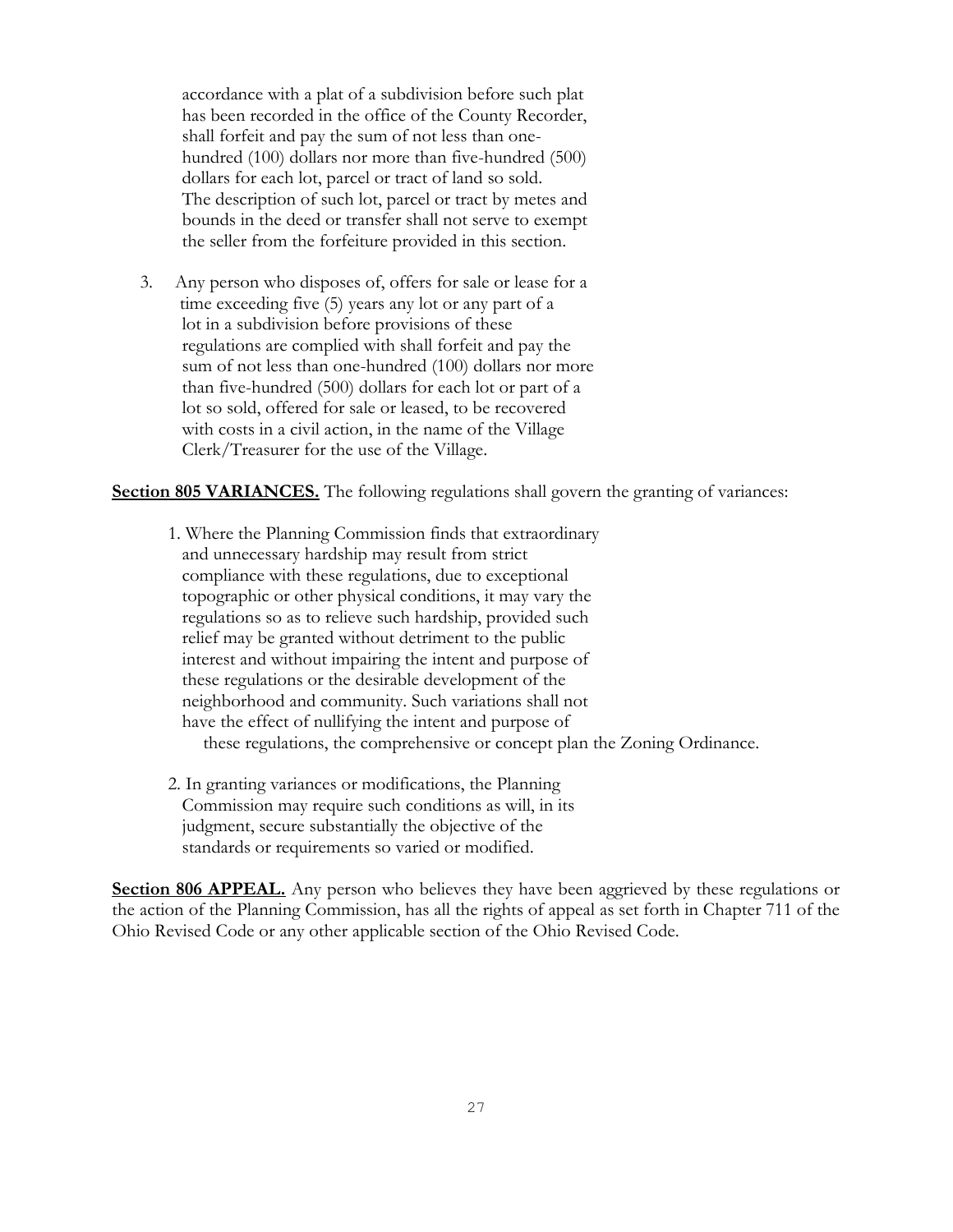accordance with a plat of a subdivision before such plat has been recorded in the office of the County Recorder, shall forfeit and pay the sum of not less than one-hundred (100) dollars nor more than five-hundred (500) dollars for each lot, parcel or tract of land so sold. The description of such lot, parcel or tract by metes and bounds in the deed or transfer shall not serve to exempt the seller from the forfeiture provided in this section.

3. Any person who disposes of, offers for sale or lease for a time exceeding five (5) years any lot or any part of a lot in a subdivision before provisions of these regulations are complied with shall forfeit and pay the sum of not less than one-hundred (100) dollars nor more than five-hundred (500) dollars for each lot or part of a lot so sold, offered for sale or leased, to be recovered with costs in a civil action, in the name of the Village Clerk/Treasurer for the use of the Village.

**Section 805 VARIANCES.** The following regulations shall govern the granting of variances:

1. Where the Planning Commission finds that extraordinary and unnecessary hardship may result from strict compliance with these regulations, due to exceptional topographic or other physical conditions, it may vary the regulations so as to relieve such hardship, provided such relief may be granted without detriment to the public interest and without impairing the intent and purpose of these regulations or the desirable development of the neighborhood and community. Such variations shall not have the effect of nullifying the intent and purpose of these regulations, the comprehensive or concept plan the Zoning Ordinance.

2. In granting variances or modifications, the Planning Commission may require such conditions as will, in its judgment, secure substantially the objective of the standards or requirements so varied or modified.

**Section 806 APPEAL.** Any person who believes they have been aggrieved by these regulations or the action of the Planning Commission, has all the rights of appeal as set forth in Chapter 711 of the Ohio Revised Code or any other applicable section of the Ohio Revised Code.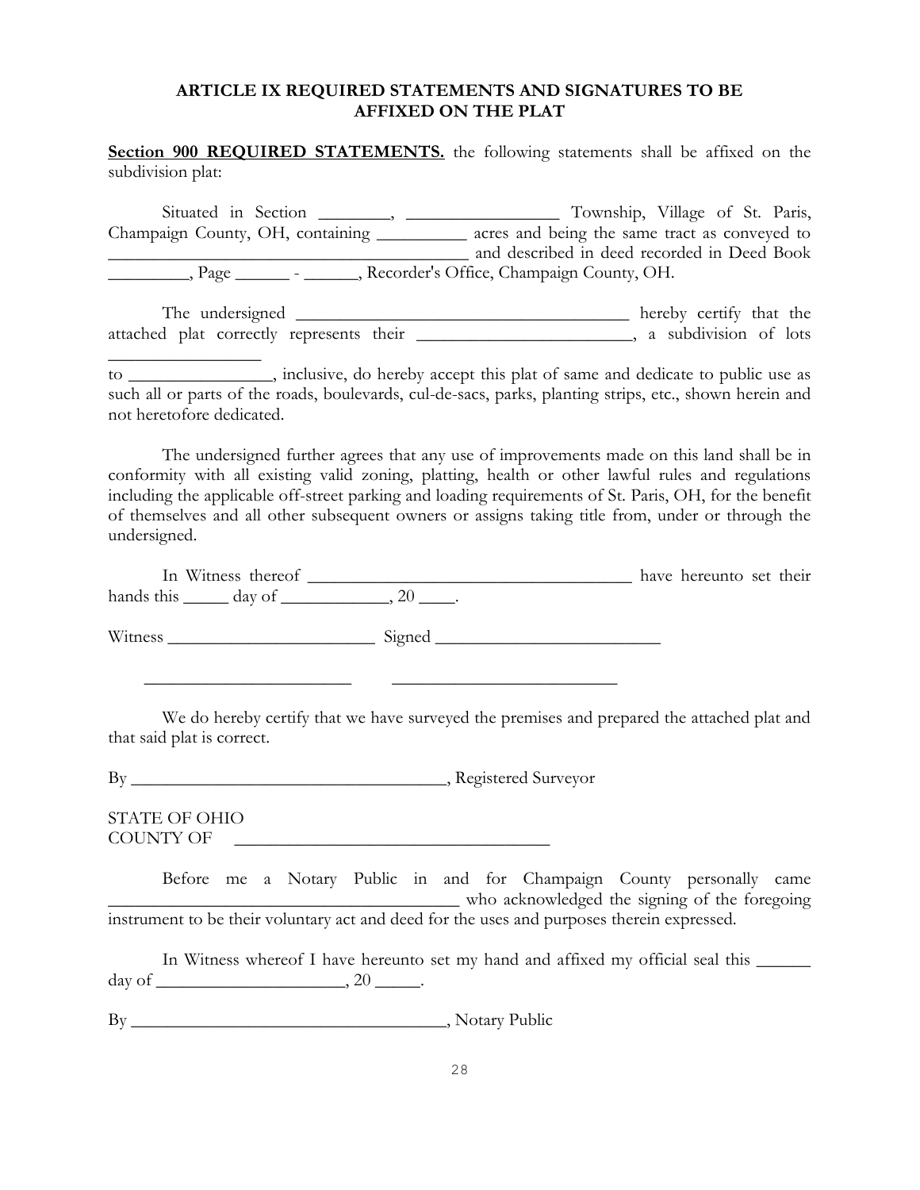## ARTICLE IX REQUIRED STATEMENTS AND SIGNATURES TO BE AFFIXED ON THE PLAT

**<u>Section 900 REQUIRED STATEMENTS.</u>** the following statements shall be affixed on the subdivision plat:

Situated in Section ________, _________________ Township, Village of St. Paris, Champaign County, OH, containing __________ acres and being the same tract as conveyed to _________________________________________ and described in deed recorded in Deed Book _________, Page ______ - ______, Recorder's Office, Champaign County, OH.

The undersigned ______________________________________ hereby certify that the attached plat correctly represents their ________________________, a subdivision of lots ________________ to ________________, inclusive, do hereby accept this plat of same and dedicate to public use as such all or parts of the roads, boulevards, cul-de-sacs, parks, planting strips, etc., shown herein and not heretofore dedicated.

The undersigned further agrees that any use of improvements made on this land shall be in conformity with all existing valid zoning, platting, health or other lawful rules and regulations including the applicable off-street parking and loading requirements of St. Paris, OH, for the benefit of themselves and all other subsequent owners or assigns taking title from, under or through the undersigned.

In Witness thereof ______________________________________ have hereunto set their hands this _____ day of ____________, 20 ____.

Witness ________________________ Signed __________________________

________________________ __________________________

We do hereby certify that we have surveyed the premises and prepared the attached plat and that said plat is correct.

By ____________________________________, Registered Surveyor

STATE OF OHIO
COUNTY OF ____________________________________

Before me a Notary Public in and for Champaign County personally came ________________________________________ who acknowledged the signing of the foregoing instrument to be their voluntary act and deed for the uses and purposes therein expressed.

In Witness whereof I have hereunto set my hand and affixed my official seal this ______ day of _____________________, 20 _____.

By ____________________________________, Notary Public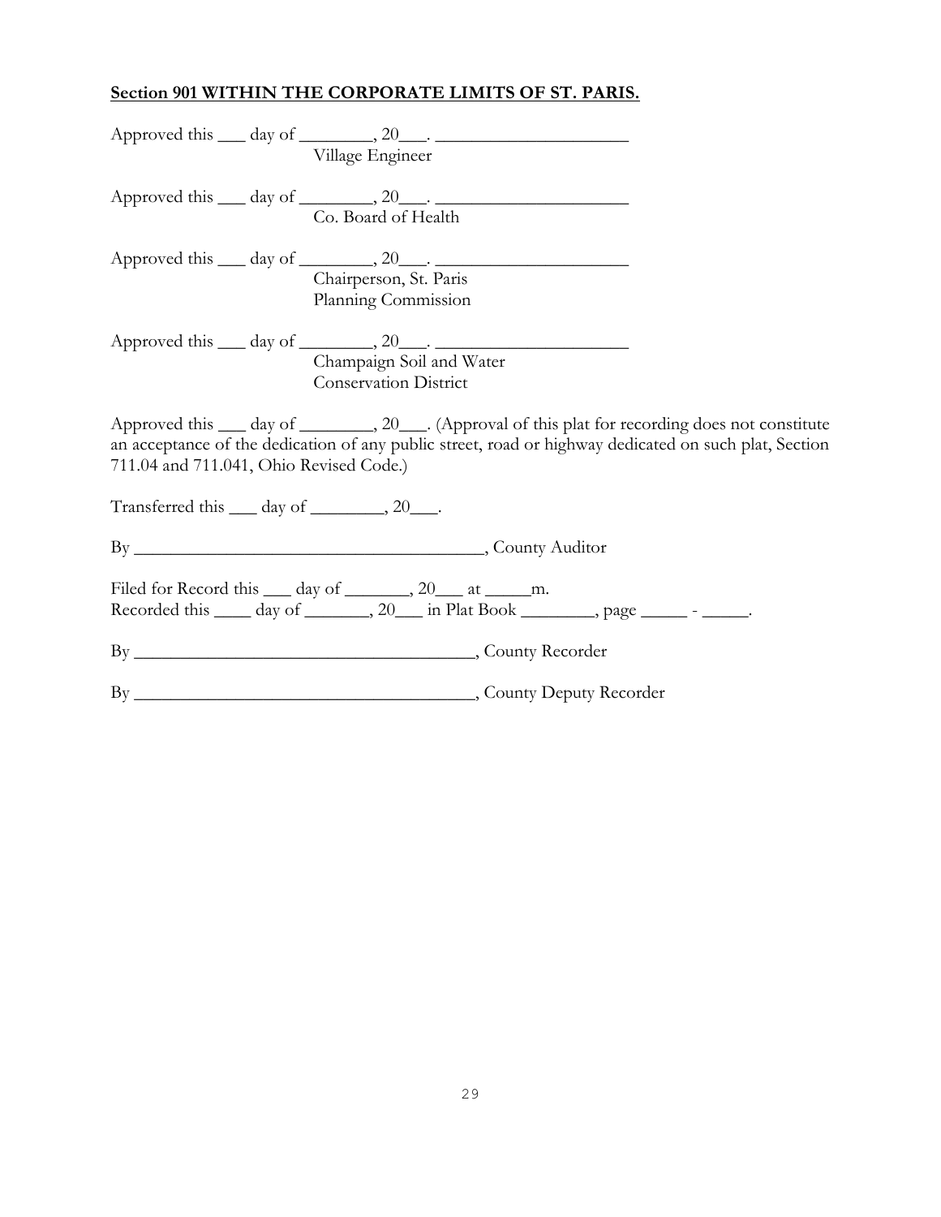**Section 901 WITHIN THE CORPORATE LIMITS OF ST. PARIS.**

Approved this ___ day of ________, 20___. _____________________
Village Engineer

Approved this ___ day of ________, 20___. _____________________
Co. Board of Health

Approved this ___ day of ________, 20___. _____________________
Chairperson, St. Paris
Planning Commission

Approved this ___ day of ________, 20___. _____________________
Champaign Soil and Water
Conservation District

Approved this ___ day of ________, 20___. (Approval of this plat for recording does not constitute an acceptance of the dedication of any public street, road or highway dedicated on such plat, Section 711.04 and 711.041, Ohio Revised Code.)

Transferred this ___ day of ________, 20___.

By ______________________________________, County Auditor

Filed for Record this ___ day of _______, 20___ at _____m.
Recorded this ____ day of _______, 20___ in Plat Book ________, page _____ - _____.

By _____________________________________, County Recorder

By _____________________________________, County Deputy Recorder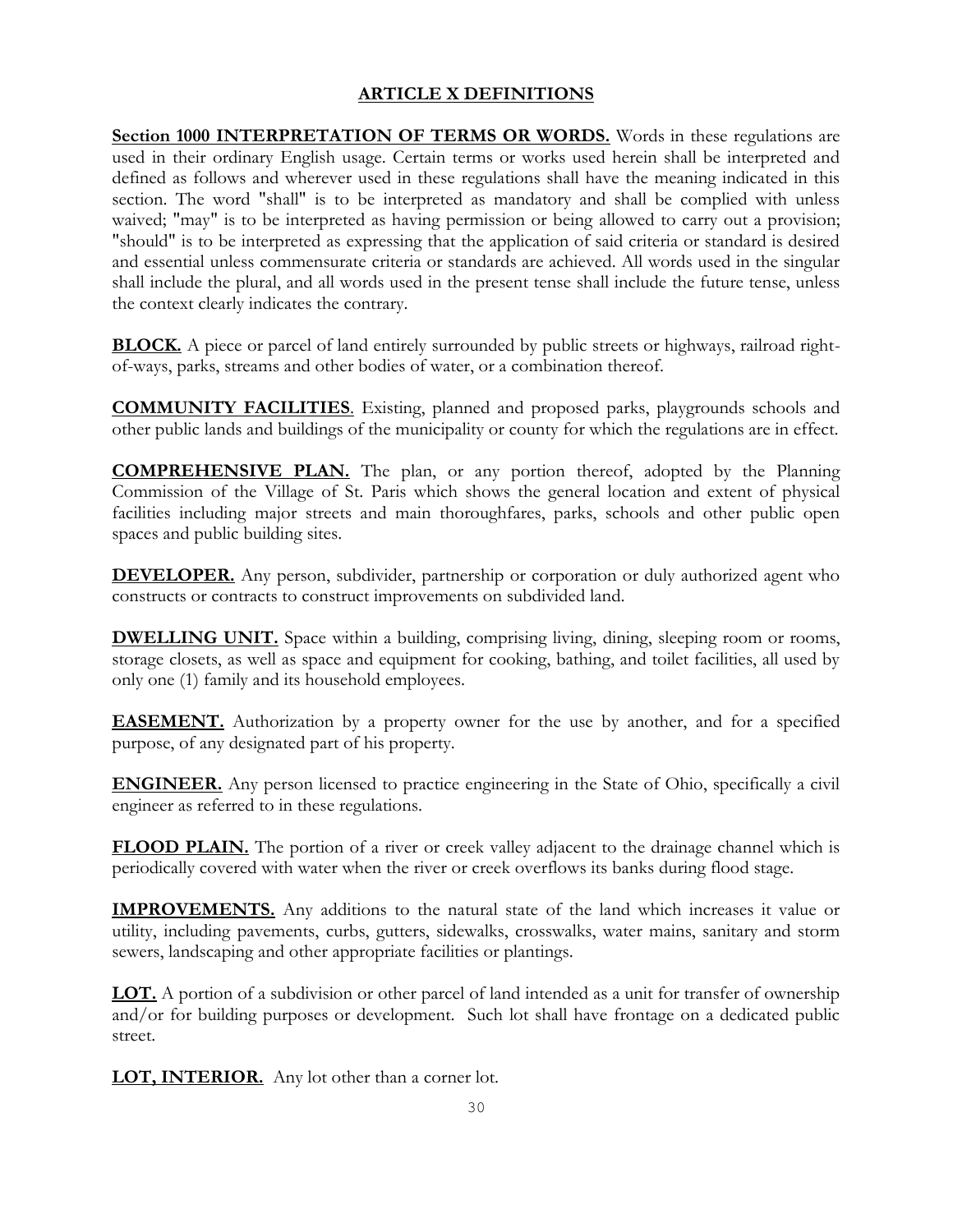## ARTICLE X DEFINITIONS

**Section 1000 INTERPRETATION OF TERMS OR WORDS.** Words in these regulations are used in their ordinary English usage. Certain terms or works used herein shall be interpreted and defined as follows and wherever used in these regulations shall have the meaning indicated in this section. The word "shall" is to be interpreted as mandatory and shall be complied with unless waived; "may" is to be interpreted as having permission or being allowed to carry out a provision; "should" is to be interpreted as expressing that the application of said criteria or standard is desired and essential unless commensurate criteria or standards are achieved. All words used in the singular shall include the plural, and all words used in the present tense shall include the future tense, unless the context clearly indicates the contrary.

**BLOCK.** A piece or parcel of land entirely surrounded by public streets or highways, railroad right-of-ways, parks, streams and other bodies of water, or a combination thereof.

**COMMUNITY FACILITIES**. Existing, planned and proposed parks, playgrounds schools and other public lands and buildings of the municipality or county for which the regulations are in effect.

**COMPREHENSIVE PLAN.** The plan, or any portion thereof, adopted by the Planning Commission of the Village of St. Paris which shows the general location and extent of physical facilities including major streets and main thoroughfares, parks, schools and other public open spaces and public building sites.

**DEVELOPER.** Any person, subdivider, partnership or corporation or duly authorized agent who constructs or contracts to construct improvements on subdivided land.

**DWELLING UNIT.** Space within a building, comprising living, dining, sleeping room or rooms, storage closets, as well as space and equipment for cooking, bathing, and toilet facilities, all used by only one (1) family and its household employees.

**EASEMENT.** Authorization by a property owner for the use by another, and for a specified purpose, of any designated part of his property.

**ENGINEER.** Any person licensed to practice engineering in the State of Ohio, specifically a civil engineer as referred to in these regulations.

**FLOOD PLAIN.** The portion of a river or creek valley adjacent to the drainage channel which is periodically covered with water when the river or creek overflows its banks during flood stage.

**IMPROVEMENTS.** Any additions to the natural state of the land which increases it value or utility, including pavements, curbs, gutters, sidewalks, crosswalks, water mains, sanitary and storm sewers, landscaping and other appropriate facilities or plantings.

**LOT.** A portion of a subdivision or other parcel of land intended as a unit for transfer of ownership and/or for building purposes or development. Such lot shall have frontage on a dedicated public street.

**LOT, INTERIOR.** Any lot other than a corner lot.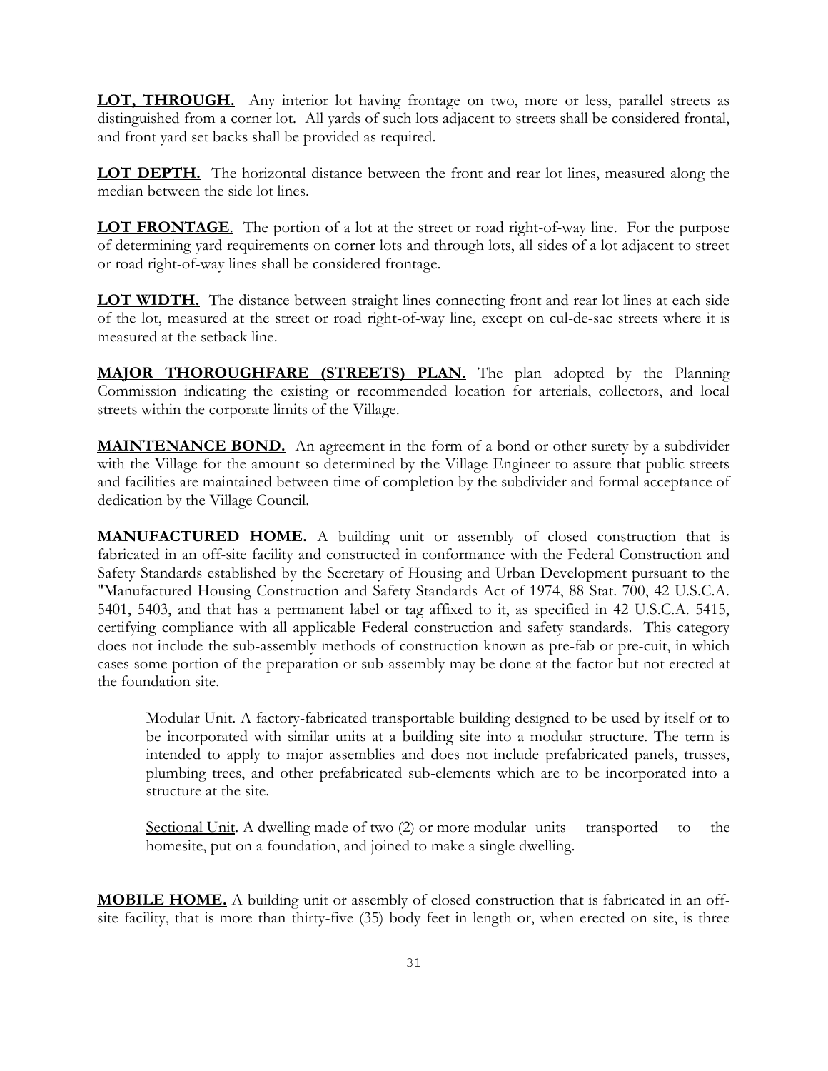**LOT, THROUGH.** Any interior lot having frontage on two, more or less, parallel streets as distinguished from a corner lot. All yards of such lots adjacent to streets shall be considered frontal, and front yard set backs shall be provided as required.

**LOT DEPTH.** The horizontal distance between the front and rear lot lines, measured along the median between the side lot lines.

**LOT FRONTAGE**. The portion of a lot at the street or road right-of-way line. For the purpose of determining yard requirements on corner lots and through lots, all sides of a lot adjacent to street or road right-of-way lines shall be considered frontage.

**LOT WIDTH.** The distance between straight lines connecting front and rear lot lines at each side of the lot, measured at the street or road right-of-way line, except on cul-de-sac streets where it is measured at the setback line.

**MAJOR THOROUGHFARE (STREETS) PLAN.** The plan adopted by the Planning Commission indicating the existing or recommended location for arterials, collectors, and local streets within the corporate limits of the Village.

**MAINTENANCE BOND.** An agreement in the form of a bond or other surety by a subdivider with the Village for the amount so determined by the Village Engineer to assure that public streets and facilities are maintained between time of completion by the subdivider and formal acceptance of dedication by the Village Council.

**MANUFACTURED HOME.** A building unit or assembly of closed construction that is fabricated in an off-site facility and constructed in conformance with the Federal Construction and Safety Standards established by the Secretary of Housing and Urban Development pursuant to the "Manufactured Housing Construction and Safety Standards Act of 1974, 88 Stat. 700, 42 U.S.C.A. 5401, 5403, and that has a permanent label or tag affixed to it, as specified in 42 U.S.C.A. 5415, certifying compliance with all applicable Federal construction and safety standards. This category does not include the sub-assembly methods of construction known as pre-fab or pre-cuit, in which cases some portion of the preparation or sub-assembly may be done at the factor but not erected at the foundation site.

> Modular Unit. A factory-fabricated transportable building designed to be used by itself or to be incorporated with similar units at a building site into a modular structure. The term is intended to apply to major assemblies and does not include prefabricated panels, trusses, plumbing trees, and other prefabricated sub-elements which are to be incorporated into a structure at the site.
>
> Sectional Unit. A dwelling made of two (2) or more modular units transported to the homesite, put on a foundation, and joined to make a single dwelling.

**MOBILE HOME.** A building unit or assembly of closed construction that is fabricated in an off-site facility, that is more than thirty-five (35) body feet in length or, when erected on site, is three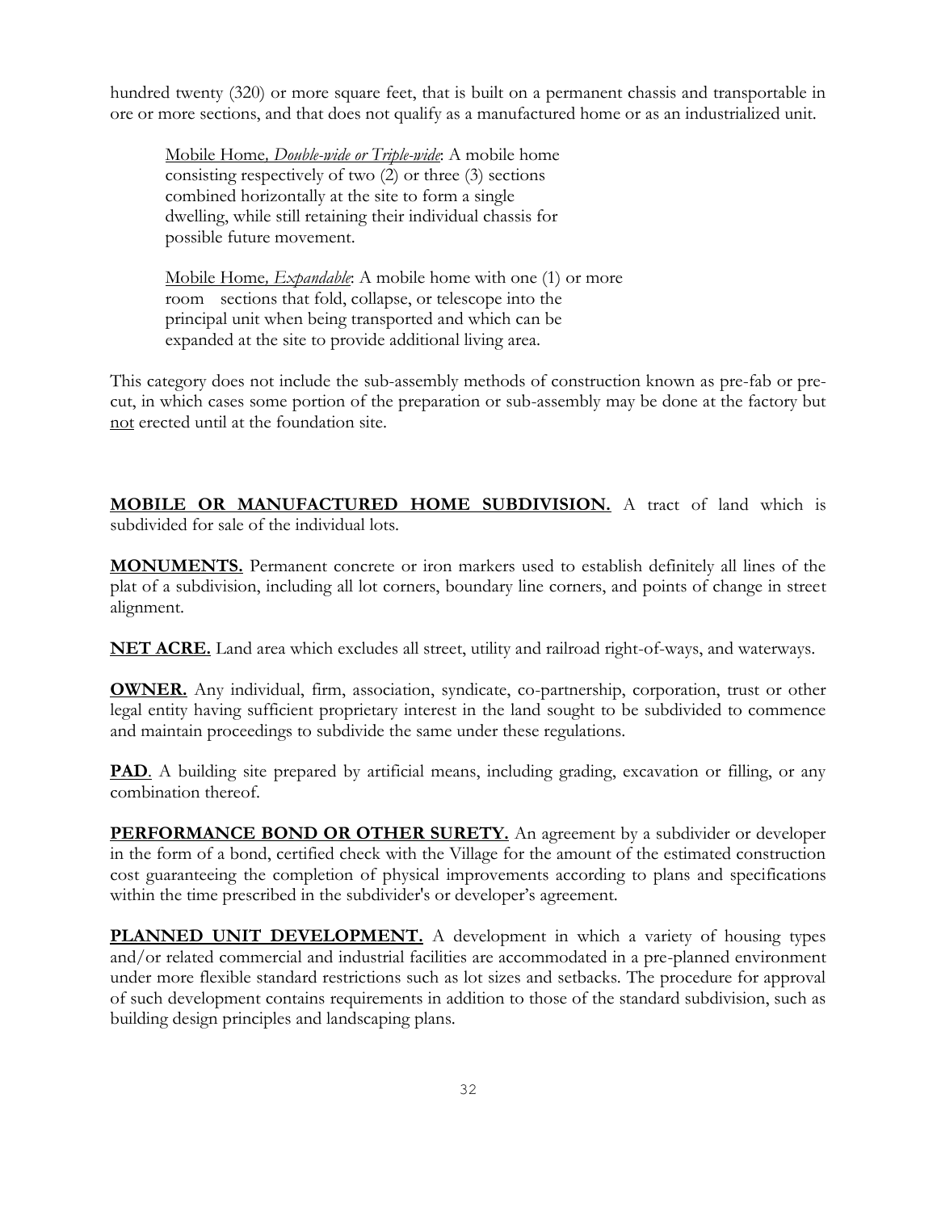hundred twenty (320) or more square feet, that is built on a permanent chassis and transportable in ore or more sections, and that does not qualify as a manufactured home or as an industrialized unit.

> <u>Mobile Home</u>*, <u>Double-wide or Triple-wide</u>*: A mobile home consisting respectively of two (2) or three (3) sections combined horizontally at the site to form a single dwelling, while still retaining their individual chassis for possible future movement.
>
> <u>Mobile Home</u>*, <u>Expandable</u>*: A mobile home with one (1) or more room sections that fold, collapse, or telescope into the principal unit when being transported and which can be expanded at the site to provide additional living area.

This category does not include the sub-assembly methods of construction known as pre-fab or pre-cut, in which cases some portion of the preparation or sub-assembly may be done at the factory but <u>not</u> erected until at the foundation site.

**<u>MOBILE OR MANUFACTURED HOME SUBDIVISION.</u>** A tract of land which is subdivided for sale of the individual lots.

**<u>MONUMENTS.</u>** Permanent concrete or iron markers used to establish definitely all lines of the plat of a subdivision, including all lot corners, boundary line corners, and points of change in street alignment.

**<u>NET ACRE.</u>** Land area which excludes all street, utility and railroad right-of-ways, and waterways.

**<u>OWNER.</u>** Any individual, firm, association, syndicate, co-partnership, corporation, trust or other legal entity having sufficient proprietary interest in the land sought to be subdivided to commence and maintain proceedings to subdivide the same under these regulations.

**<u>PAD</u>**. A building site prepared by artificial means, including grading, excavation or filling, or any combination thereof.

**<u>PERFORMANCE BOND OR OTHER SURETY.</u>** An agreement by a subdivider or developer in the form of a bond, certified check with the Village for the amount of the estimated construction cost guaranteeing the completion of physical improvements according to plans and specifications within the time prescribed in the subdivider's or developer's agreement.

**<u>PLANNED UNIT DEVELOPMENT.</u>** A development in which a variety of housing types and/or related commercial and industrial facilities are accommodated in a pre-planned environment under more flexible standard restrictions such as lot sizes and setbacks. The procedure for approval of such development contains requirements in addition to those of the standard subdivision, such as building design principles and landscaping plans.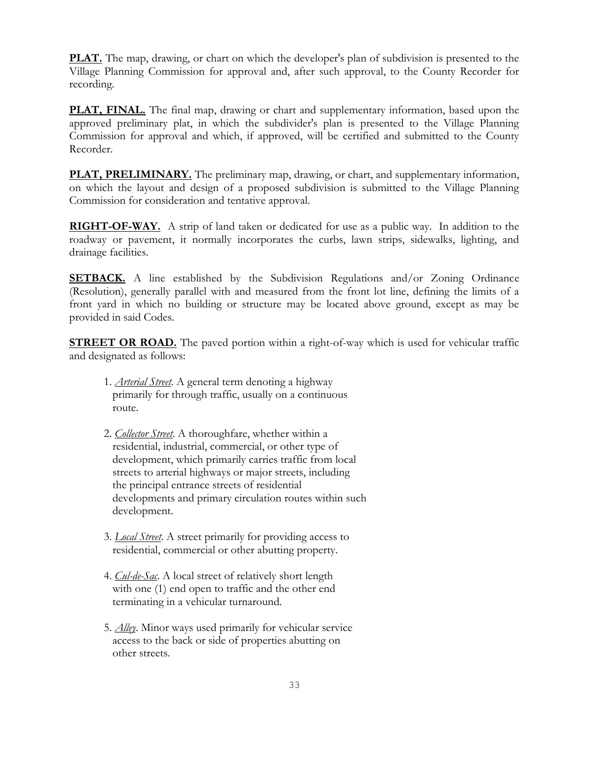**PLAT.** The map, drawing, or chart on which the developer's plan of subdivision is presented to the Village Planning Commission for approval and, after such approval, to the County Recorder for recording.

**PLAT, FINAL.** The final map, drawing or chart and supplementary information, based upon the approved preliminary plat, in which the subdivider's plan is presented to the Village Planning Commission for approval and which, if approved, will be certified and submitted to the County Recorder.

**PLAT, PRELIMINARY.** The preliminary map, drawing, or chart, and supplementary information, on which the layout and design of a proposed subdivision is submitted to the Village Planning Commission for consideration and tentative approval.

**RIGHT-OF-WAY.** A strip of land taken or dedicated for use as a public way. In addition to the roadway or pavement, it normally incorporates the curbs, lawn strips, sidewalks, lighting, and drainage facilities.

**SETBACK.** A line established by the Subdivision Regulations and/or Zoning Ordinance (Resolution), generally parallel with and measured from the front lot line, defining the limits of a front yard in which no building or structure may be located above ground, except as may be provided in said Codes.

**STREET OR ROAD.** The paved portion within a right-of-way which is used for vehicular traffic and designated as follows:

1. *Arterial Street*. A general term denoting a highway primarily for through traffic, usually on a continuous route.

2. *Collector Street*. A thoroughfare, whether within a residential, industrial, commercial, or other type of development, which primarily carries traffic from local streets to arterial highways or major streets, including the principal entrance streets of residential developments and primary circulation routes within such development.

3. *Local Street*. A street primarily for providing access to residential, commercial or other abutting property.

4. *Cul-de-Sac*. A local street of relatively short length with one (1) end open to traffic and the other end terminating in a vehicular turnaround.

5. *Alley*. Minor ways used primarily for vehicular service access to the back or side of properties abutting on other streets.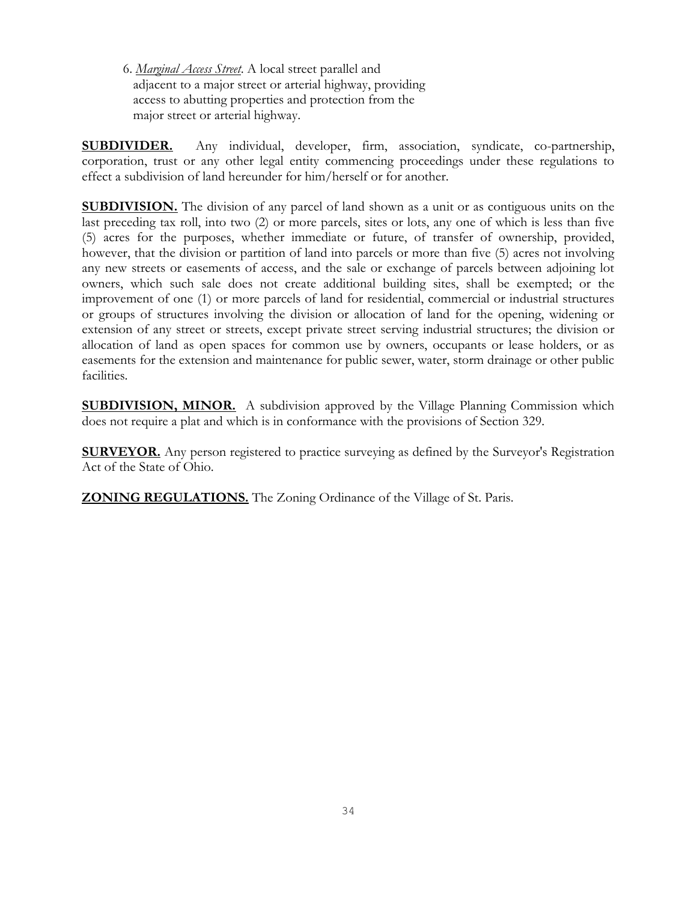6. *Marginal Access Street*. A local street parallel and adjacent to a major street or arterial highway, providing access to abutting properties and protection from the major street or arterial highway.

**SUBDIVIDER.** Any individual, developer, firm, association, syndicate, co-partnership, corporation, trust or any other legal entity commencing proceedings under these regulations to effect a subdivision of land hereunder for him/herself or for another.

**SUBDIVISION.** The division of any parcel of land shown as a unit or as contiguous units on the last preceding tax roll, into two (2) or more parcels, sites or lots, any one of which is less than five (5) acres for the purposes, whether immediate or future, of transfer of ownership, provided, however, that the division or partition of land into parcels or more than five (5) acres not involving any new streets or easements of access, and the sale or exchange of parcels between adjoining lot owners, which such sale does not create additional building sites, shall be exempted; or the improvement of one (1) or more parcels of land for residential, commercial or industrial structures or groups of structures involving the division or allocation of land for the opening, widening or extension of any street or streets, except private street serving industrial structures; the division or allocation of land as open spaces for common use by owners, occupants or lease holders, or as easements for the extension and maintenance for public sewer, water, storm drainage or other public facilities.

**SUBDIVISION, MINOR.** A subdivision approved by the Village Planning Commission which does not require a plat and which is in conformance with the provisions of Section 329.

**SURVEYOR.** Any person registered to practice surveying as defined by the Surveyor's Registration Act of the State of Ohio.

**ZONING REGULATIONS.** The Zoning Ordinance of the Village of St. Paris.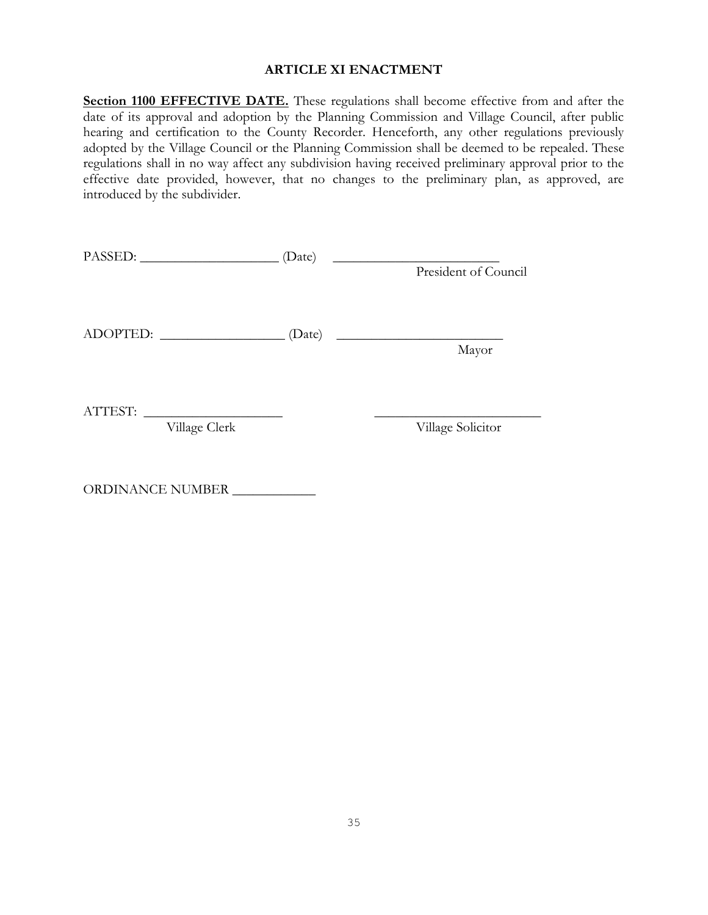## ARTICLE XI ENACTMENT

**Section 1100 EFFECTIVE DATE.** These regulations shall become effective from and after the date of its approval and adoption by the Planning Commission and Village Council, after public hearing and certification to the County Recorder. Henceforth, any other regulations previously adopted by the Village Council or the Planning Commission shall be deemed to be repealed. These regulations shall in no way affect any subdivision having received preliminary approval prior to the effective date provided, however, that no changes to the preliminary plan, as approved, are introduced by the subdivider.

PASSED: ____________________ (Date) ________________________
President of Council

ADOPTED: __________________ (Date) ________________________
Mayor

ATTEST: ____________________ ________________________
Village Clerk Village Solicitor

ORDINANCE NUMBER ____________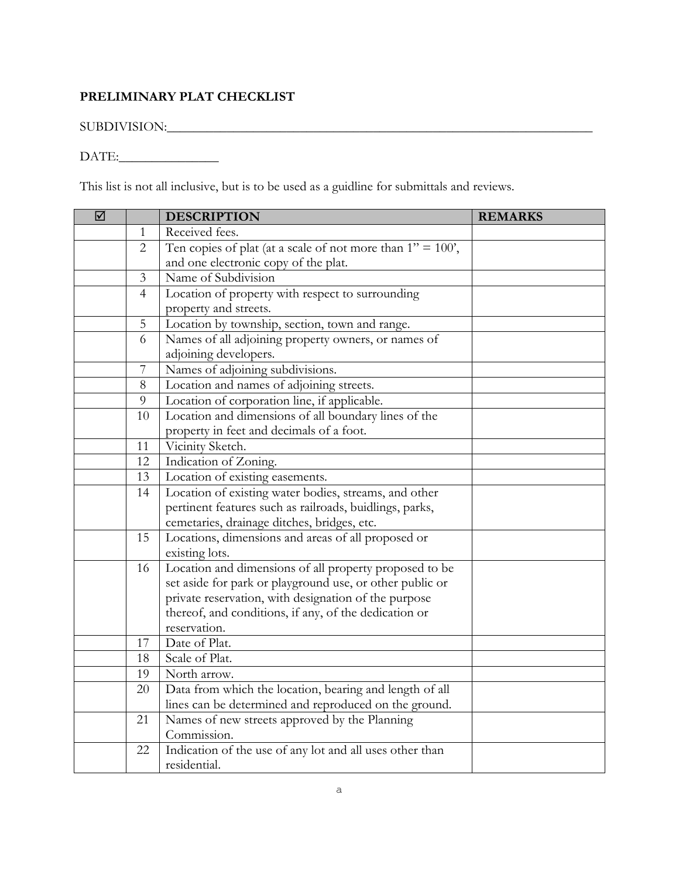**PRELIMINARY PLAT CHECKLIST**

SUBDIVISION:_______________________________________________________________

DATE:_______________

This list is not all inclusive, but is to be used as a guidline for submittals and reviews.

| ☑ | | DESCRIPTION | REMARKS |
|---|---|---|---|
| | 1 | Received fees. | |
| | 2 | Ten copies of plat (at a scale of not more than 1" = 100', and one electronic copy of the plat. | |
| | 3 | Name of Subdivision | |
| | 4 | Location of property with respect to surrounding property and streets. | |
| | 5 | Location by township, section, town and range. | |
| | 6 | Names of all adjoining property owners, or names of adjoining developers. | |
| | 7 | Names of adjoining subdivisions. | |
| | 8 | Location and names of adjoining streets. | |
| | 9 | Location of corporation line, if applicable. | |
| | 10 | Location and dimensions of all boundary lines of the property in feet and decimals of a foot. | |
| | 11 | Vicinity Sketch. | |
| | 12 | Indication of Zoning. | |
| | 13 | Location of existing easements. | |
| | 14 | Location of existing water bodies, streams, and other pertinent features such as railroads, buidlings, parks, cemetaries, drainage ditches, bridges, etc. | |
| | 15 | Locations, dimensions and areas of all proposed or existing lots. | |
| | 16 | Location and dimensions of all property proposed to be set aside for park or playground use, or other public or private reservation, with designation of the purpose thereof, and conditions, if any, of the dedication or reservation. | |
| | 17 | Date of Plat. | |
| | 18 | Scale of Plat. | |
| | 19 | North arrow. | |
| | 20 | Data from which the location, bearing and length of all lines can be determined and reproduced on the ground. | |
| | 21 | Names of new streets approved by the Planning Commission. | |
| | 22 | Indication of the use of any lot and all uses other than residential. | |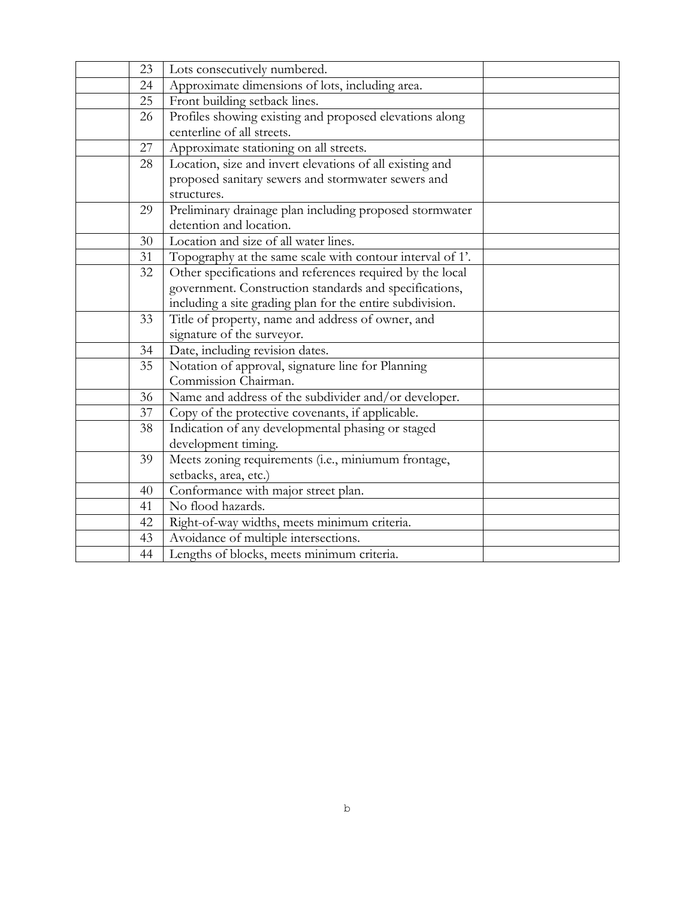| | | | |
|---|---|---|---|
| | 23 | Lots consecutively numbered. | |
| | 24 | Approximate dimensions of lots, including area. | |
| | 25 | Front building setback lines. | |
| | 26 | Profiles showing existing and proposed elevations along centerline of all streets. | |
| | 27 | Approximate stationing on all streets. | |
| | 28 | Location, size and invert elevations of all existing and proposed sanitary sewers and stormwater sewers and structures. | |
| | 29 | Preliminary drainage plan including proposed stormwater detention and location. | |
| | 30 | Location and size of all water lines. | |
| | 31 | Topography at the same scale with contour interval of 1'. | |
| | 32 | Other specifications and references required by the local government. Construction standards and specifications, including a site grading plan for the entire subdivision. | |
| | 33 | Title of property, name and address of owner, and signature of the surveyor. | |
| | 34 | Date, including revision dates. | |
| | 35 | Notation of approval, signature line for Planning Commission Chairman. | |
| | 36 | Name and address of the subdivider and/or developer. | |
| | 37 | Copy of the protective covenants, if applicable. | |
| | 38 | Indication of any developmental phasing or staged development timing. | |
| | 39 | Meets zoning requirements (i.e., miniumum frontage, setbacks, area, etc.) | |
| | 40 | Conformance with major street plan. | |
| | 41 | No flood hazards. | |
| | 42 | Right-of-way widths, meets minimum criteria. | |
| | 43 | Avoidance of multiple intersections. | |
| | 44 | Lengths of blocks, meets minimum criteria. | |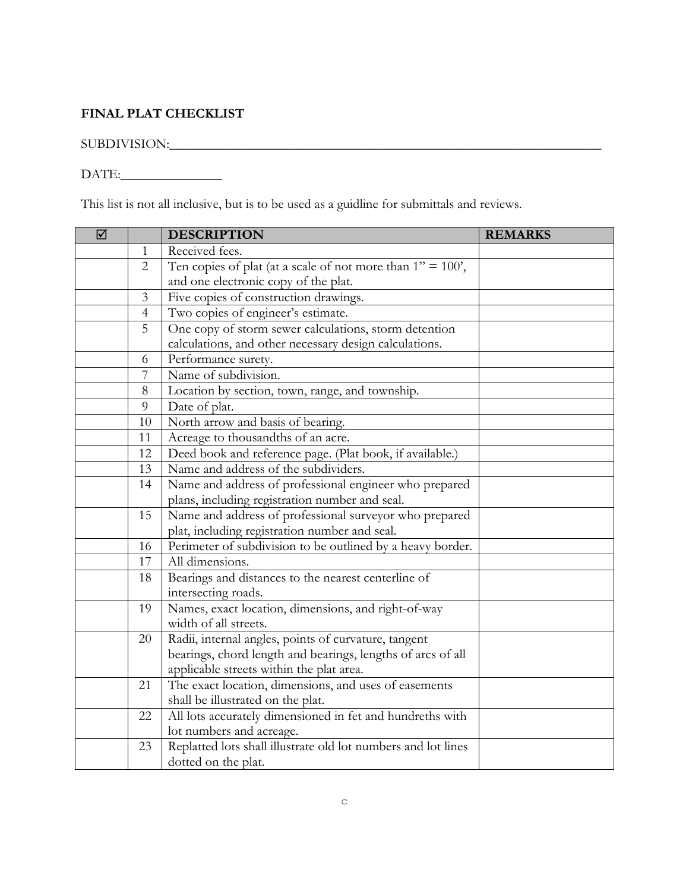**FINAL PLAT CHECKLIST**

SUBDIVISION:_______________________________________________________________

DATE:_______________

This list is not all inclusive, but is to be used as a guidline for submittals and reviews.

| ☑ | | DESCRIPTION | REMARKS |
|---|---|---|---|
| | 1 | Received fees. | |
| | 2 | Ten copies of plat (at a scale of not more than 1" = 100', and one electronic copy of the plat. | |
| | 3 | Five copies of construction drawings. | |
| | 4 | Two copies of engineer's estimate. | |
| | 5 | One copy of storm sewer calculations, storm detention calculations, and other necessary design calculations. | |
| | 6 | Performance surety. | |
| | 7 | Name of subdivision. | |
| | 8 | Location by section, town, range, and township. | |
| | 9 | Date of plat. | |
| | 10 | North arrow and basis of bearing. | |
| | 11 | Acreage to thousandths of an acre. | |
| | 12 | Deed book and reference page. (Plat book, if available.) | |
| | 13 | Name and address of the subdividers. | |
| | 14 | Name and address of professional engineer who prepared plans, including registration number and seal. | |
| | 15 | Name and address of professional surveyor who prepared plat, including registration number and seal. | |
| | 16 | Perimeter of subdivision to be outlined by a heavy border. | |
| | 17 | All dimensions. | |
| | 18 | Bearings and distances to the nearest centerline of intersecting roads. | |
| | 19 | Names, exact location, dimensions, and right-of-way width of all streets. | |
| | 20 | Radii, internal angles, points of curvature, tangent bearings, chord length and bearings, lengths of arcs of all applicable streets within the plat area. | |
| | 21 | The exact location, dimensions, and uses of easements shall be illustrated on the plat. | |
| | 22 | All lots accurately dimensioned in fet and hundreths with lot numbers and acreage. | |
| | 23 | Replatted lots shall illustrate old lot numbers and lot lines dotted on the plat. | |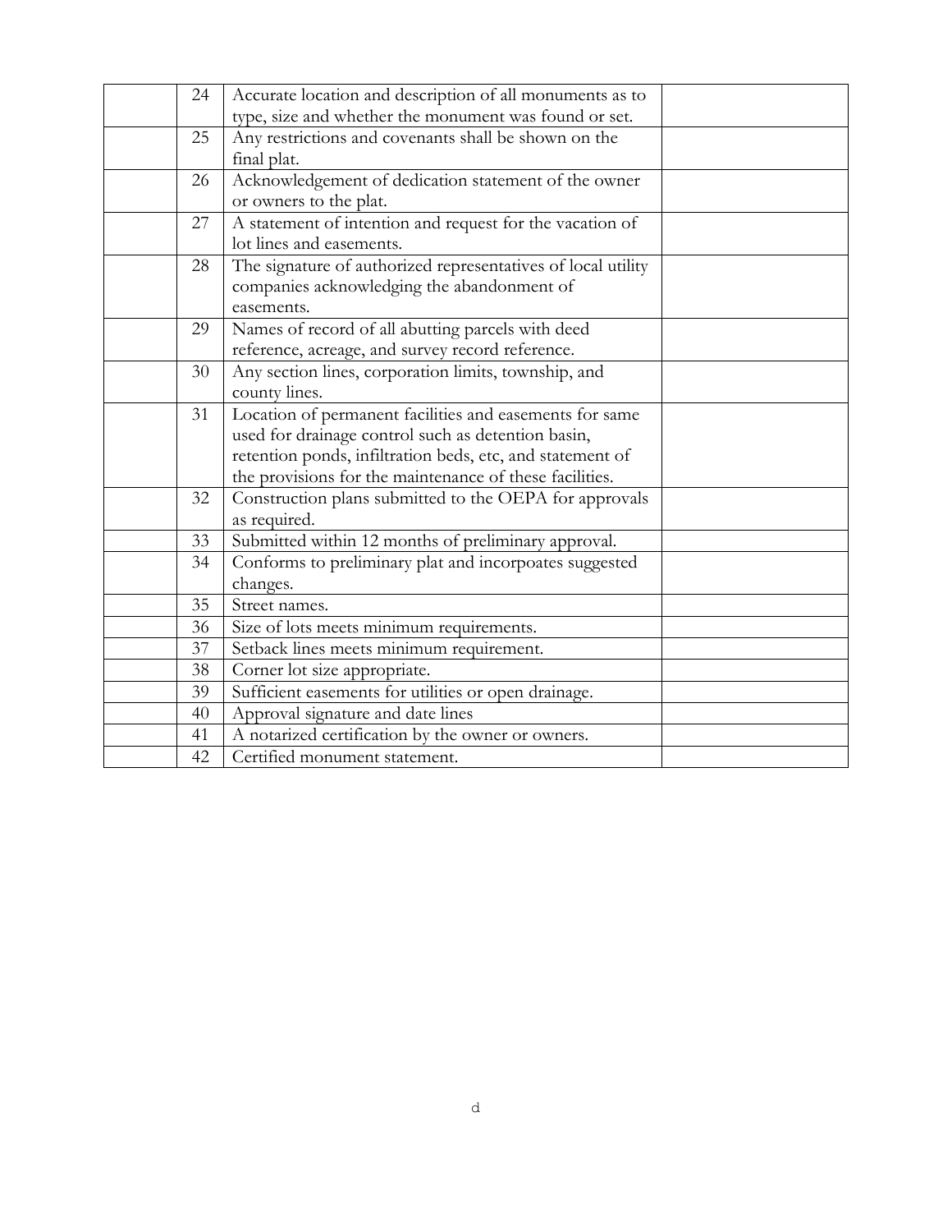| | | | |
|---|---|---|---|
| | 24 | Accurate location and description of all monuments as to type, size and whether the monument was found or set. | |
| | 25 | Any restrictions and covenants shall be shown on the final plat. | |
| | 26 | Acknowledgement of dedication statement of the owner or owners to the plat. | |
| | 27 | A statement of intention and request for the vacation of lot lines and easements. | |
| | 28 | The signature of authorized representatives of local utility companies acknowledging the abandonment of easements. | |
| | 29 | Names of record of all abutting parcels with deed reference, acreage, and survey record reference. | |
| | 30 | Any section lines, corporation limits, township, and county lines. | |
| | 31 | Location of permanent facilities and easements for same used for drainage control such as detention basin, retention ponds, infiltration beds, etc, and statement of the provisions for the maintenance of these facilities. | |
| | 32 | Construction plans submitted to the OEPA for approvals as required. | |
| | 33 | Submitted within 12 months of preliminary approval. | |
| | 34 | Conforms to preliminary plat and incorpoates suggested changes. | |
| | 35 | Street names. | |
| | 36 | Size of lots meets minimum requirements. | |
| | 37 | Setback lines meets minimum requirement. | |
| | 38 | Corner lot size appropriate. | |
| | 39 | Sufficient easements for utilities or open drainage. | |
| | 40 | Approval signature and date lines | |
| | 41 | A notarized certification by the owner or owners. | |
| | 42 | Certified monument statement. | |